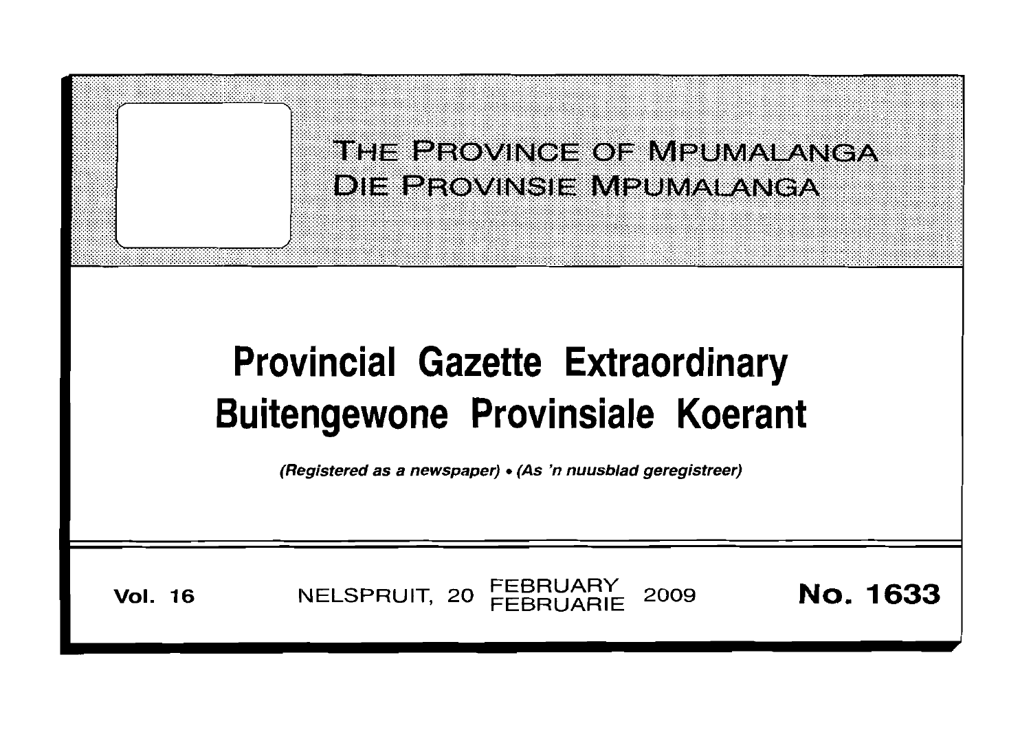THE PROVINCE OF MPUMALANGA
DIE PROVINSIE MPUMALANGA

# Provincial Gazette Extraordinary
# Buitengewone Provinsiale Koerant

*(Registered as a newspaper) • (As 'n nuusblad geregistreer)*

**Vol. 16** NELSPRUIT, 20 FEBRUARY FEBRUARIE 2009 **No. 1633**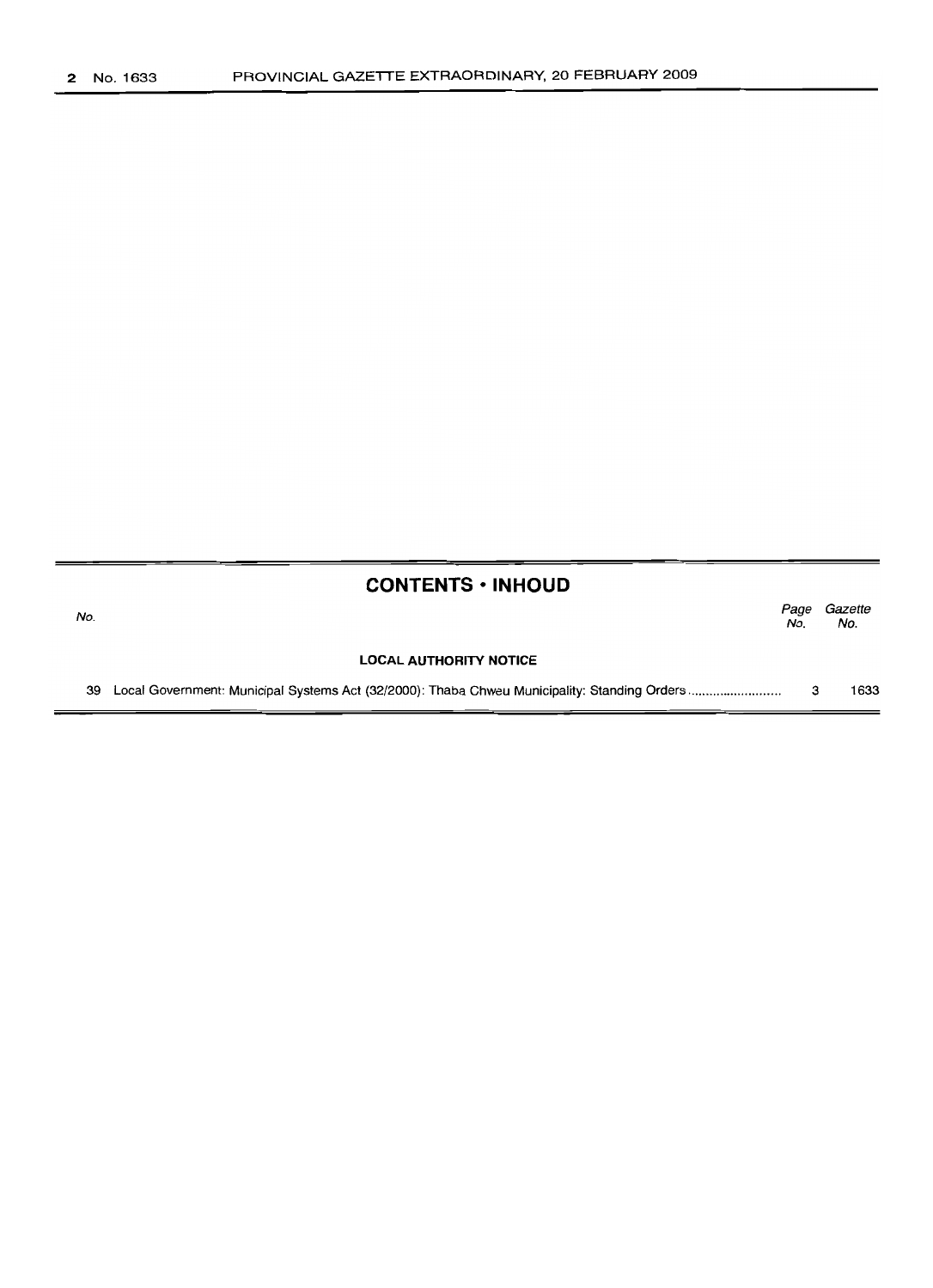## CONTENTS • INHOUD

| No. | | Page No. | Gazette No. |
|---|---|---|---|
| | **LOCAL AUTHORITY NOTICE** | | |
| 39 | Local Government: Municipal Systems Act (32/2000): Thaba Chweu Municipality: Standing Orders .......................... | 3 | 1633 |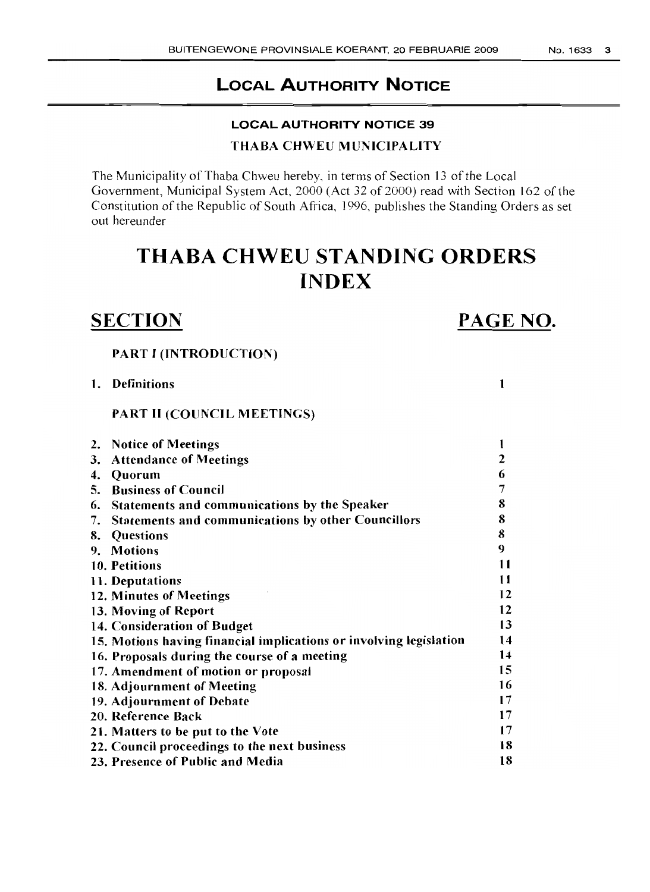## LOCAL AUTHORITY NOTICE

### LOCAL AUTHORITY NOTICE 39

### THABA CHWEU MUNICIPALITY

The Municipality of Thaba Chweu hereby, in terms of Section 13 of the Local Government, Municipal System Act, 2000 (Act 32 of 2000) read with Section 162 of the Constitution of the Republic of South Africa, 1996, publishes the Standing Orders as set out hereunder

# THABA CHWEU STANDING ORDERS INDEX

| SECTION | PAGE NO. |
|---|---|
| **PART I (INTRODUCTION)** | |
| **1. Definitions** | 1 |
| **PART II (COUNCIL MEETINGS)** | |
| **2. Notice of Meetings** | 1 |
| **3. Attendance of Meetings** | 2 |
| **4. Quorum** | 6 |
| **5. Business of Council** | 7 |
| **6. Statements and communications by the Speaker** | 8 |
| **7. Statements and communications by other Councillors** | 8 |
| **8. Questions** | 8 |
| **9. Motions** | 9 |
| **10. Petitions** | 11 |
| **11. Deputations** | 11 |
| **12. Minutes of Meetings** | 12 |
| **13. Moving of Report** | 12 |
| **14. Consideration of Budget** | 13 |
| **15. Motions having financial implications or involving legislation** | 14 |
| **16. Proposals during the course of a meeting** | 14 |
| **17. Amendment of motion or proposal** | 15 |
| **18. Adjournment of Meeting** | 16 |
| **19. Adjournment of Debate** | 17 |
| **20. Reference Back** | 17 |
| **21. Matters to be put to the Vote** | 17 |
| **22. Council proceedings to the next business** | 18 |
| **23. Presence of Public and Media** | 18 |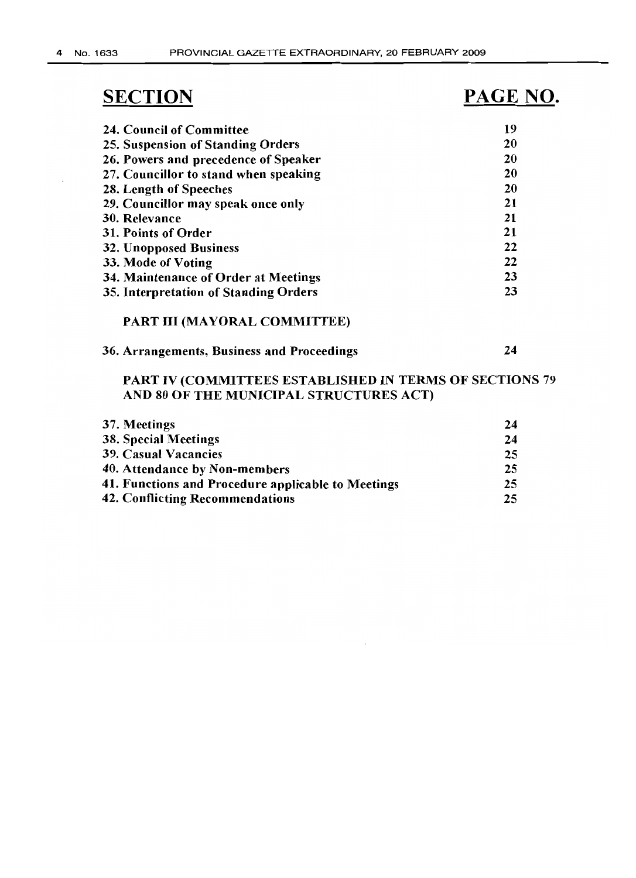| SECTION | PAGE NO. |
|---|---|
| **24. Council of Committee** | **19** |
| **25. Suspension of Standing Orders** | **20** |
| **26. Powers and precedence of Speaker** | **20** |
| **27. Councillor to stand when speaking** | **20** |
| **28. Length of Speeches** | **20** |
| **29. Councillor may speak once only** | **21** |
| **30. Relevance** | **21** |
| **31. Points of Order** | **21** |
| **32. Unopposed Business** | **22** |
| **33. Mode of Voting** | **22** |
| **34. Maintenance of Order at Meetings** | **23** |
| **35. Interpretation of Standing Orders** | **23** |
| **PART III (MAYORAL COMMITTEE)** | |
| **36. Arrangements, Business and Proceedings** | **24** |
| **PART IV (COMMITTEES ESTABLISHED IN TERMS OF SECTIONS 79 AND 80 OF THE MUNICIPAL STRUCTURES ACT)** | |
| **37. Meetings** | **24** |
| **38. Special Meetings** | **24** |
| **39. Casual Vacancies** | **25** |
| **40. Attendance by Non-members** | **25** |
| **41. Functions and Procedure applicable to Meetings** | **25** |
| **42. Conflicting Recommendations** | **25** |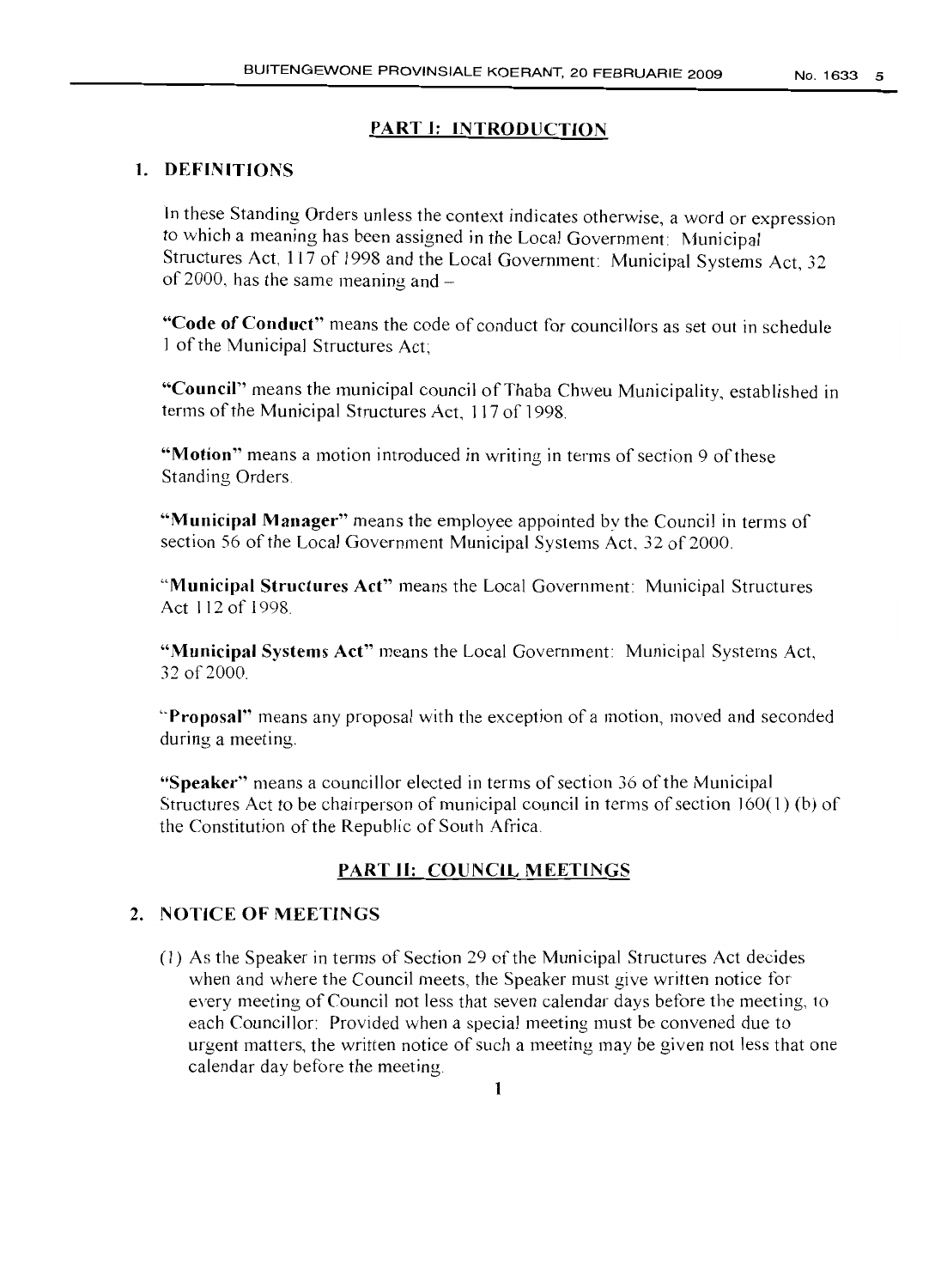## PART I: INTRODUCTION

### 1. DEFINITIONS

In these Standing Orders unless the context indicates otherwise, a word or expression to which a meaning has been assigned in the Local Government: Municipal Structures Act, 117 of 1998 and the Local Government: Municipal Systems Act, 32 of 2000, has the same meaning and –

**"Code of Conduct"** means the code of conduct for councillors as set out in schedule 1 of the Municipal Structures Act;

**"Council"** means the municipal council of Thaba Chweu Municipality, established in terms of the Municipal Structures Act, 117 of 1998.

**"Motion"** means a motion introduced in writing in terms of section 9 of these Standing Orders.

**"Municipal Manager"** means the employee appointed by the Council in terms of section 56 of the Local Government Municipal Systems Act, 32 of 2000.

**"Municipal Structures Act"** means the Local Government: Municipal Structures Act 112 of 1998.

**"Municipal Systems Act"** means the Local Government: Municipal Systems Act, 32 of 2000.

**"Proposal"** means any proposal with the exception of a motion, moved and seconded during a meeting.

**"Speaker"** means a councillor elected in terms of section 36 of the Municipal Structures Act to be chairperson of municipal council in terms of section 160(1) (b) of the Constitution of the Republic of South Africa.

## PART II: COUNCIL MEETINGS

### 2. NOTICE OF MEETINGS

(1) As the Speaker in terms of Section 29 of the Municipal Structures Act decides when and where the Council meets, the Speaker must give written notice for every meeting of Council not less that seven calendar days before the meeting, to each Councillor: Provided when a special meeting must be convened due to urgent matters, the written notice of such a meeting may be given not less that one calendar day before the meeting.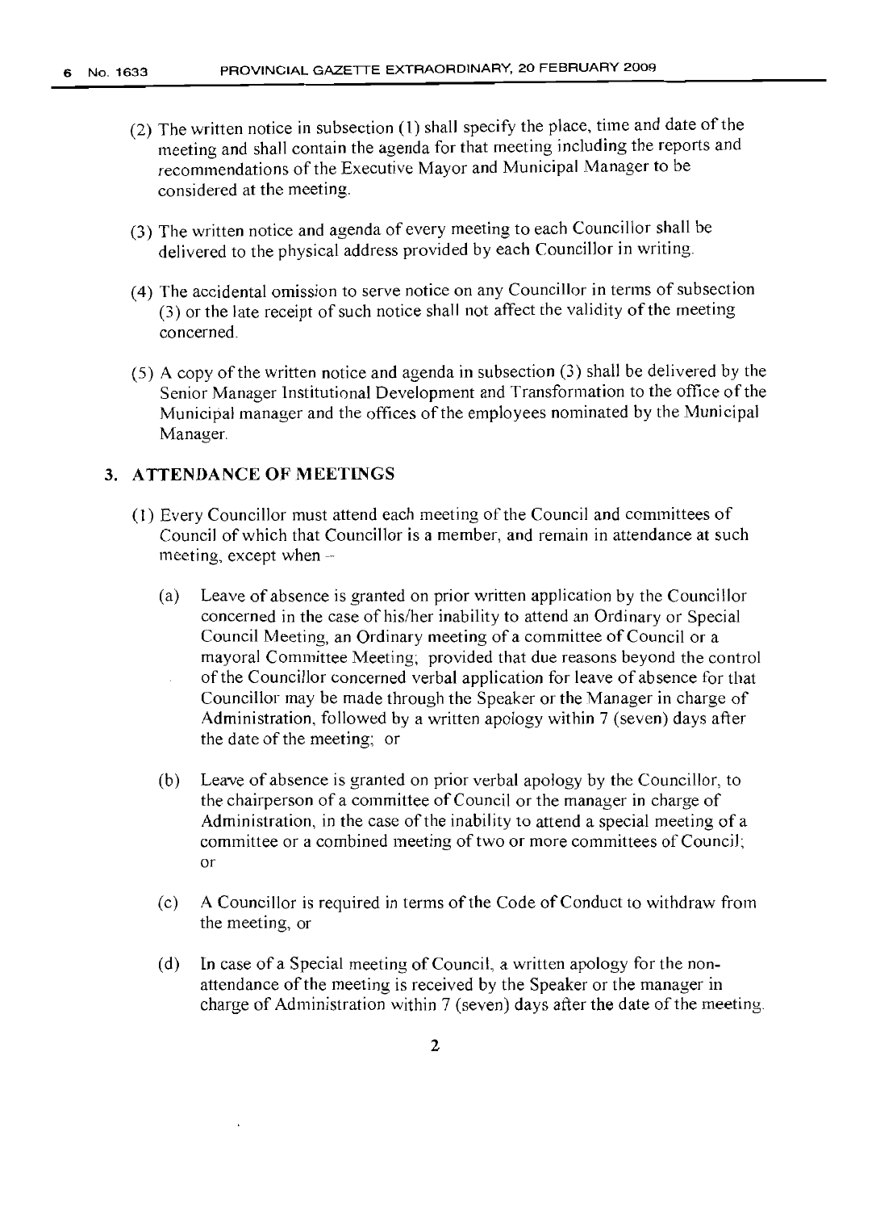(2) The written notice in subsection (1) shall specify the place, time and date of the meeting and shall contain the agenda for that meeting including the reports and recommendations of the Executive Mayor and Municipal Manager to be considered at the meeting.

(3) The written notice and agenda of every meeting to each Councillor shall be delivered to the physical address provided by each Councillor in writing.

(4) The accidental omission to serve notice on any Councillor in terms of subsection (3) or the late receipt of such notice shall not affect the validity of the meeting concerned.

(5) A copy of the written notice and agenda in subsection (3) shall be delivered by the Senior Manager Institutional Development and Transformation to the office of the Municipal manager and the offices of the employees nominated by the Municipal Manager.

## 3. ATTENDANCE OF MEETINGS

(1) Every Councillor must attend each meeting of the Council and committees of Council of which that Councillor is a member, and remain in attendance at such meeting, except when –

(a) Leave of absence is granted on prior written application by the Councillor concerned in the case of his/her inability to attend an Ordinary or Special Council Meeting, an Ordinary meeting of a committee of Council or a mayoral Committee Meeting; provided that due reasons beyond the control of the Councillor concerned verbal application for leave of absence for that Councillor may be made through the Speaker or the Manager in charge of Administration, followed by a written apology within 7 (seven) days after the date of the meeting; or

(b) Leave of absence is granted on prior verbal apology by the Councillor, to the chairperson of a committee of Council or the manager in charge of Administration, in the case of the inability to attend a special meeting of a committee or a combined meeting of two or more committees of Council; or

(c) A Councillor is required in terms of the Code of Conduct to withdraw from the meeting, or

(d) In case of a Special meeting of Council, a written apology for the non-attendance of the meeting is received by the Speaker or the manager in charge of Administration within 7 (seven) days after the date of the meeting.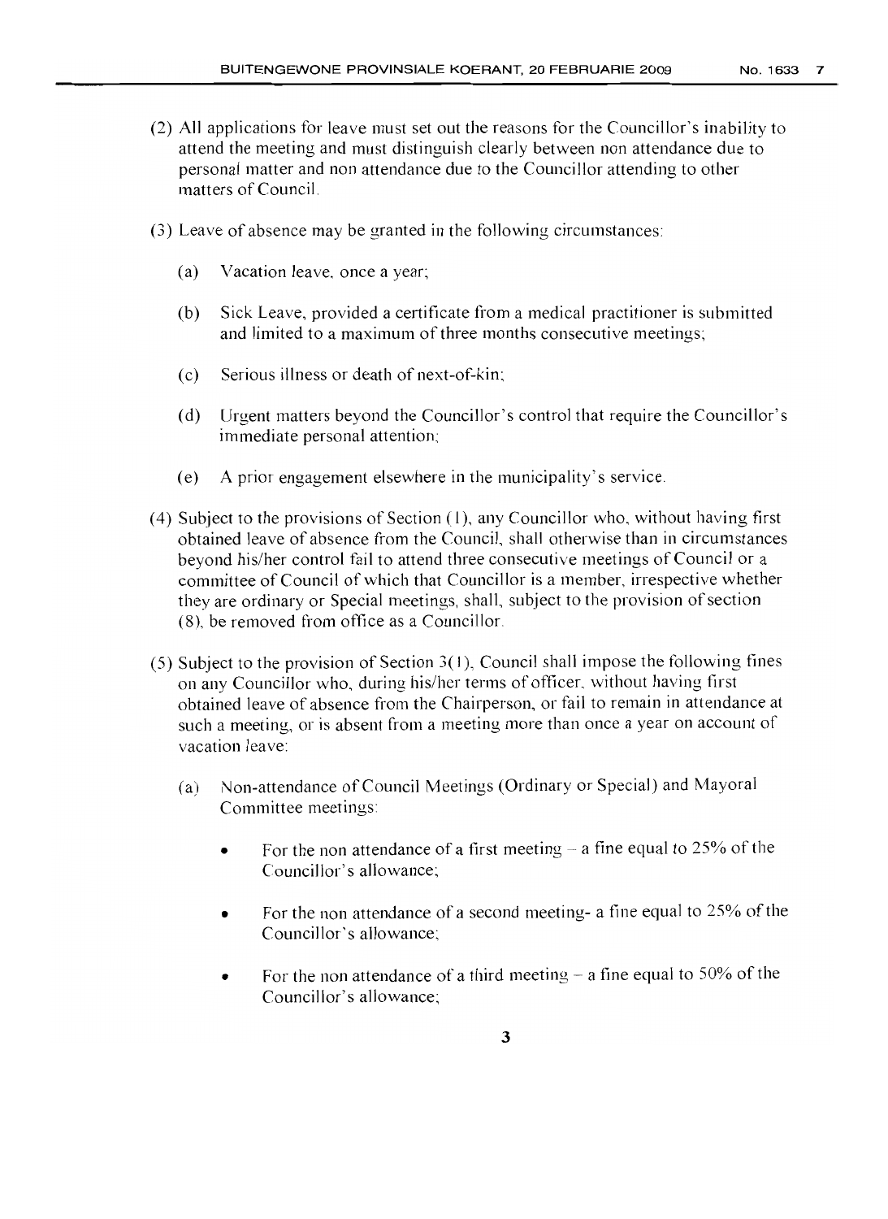(2) All applications for leave must set out the reasons for the Councillor's inability to attend the meeting and must distinguish clearly between non attendance due to personal matter and non attendance due to the Councillor attending to other matters of Council.

(3) Leave of absence may be granted in the following circumstances:

  (a) Vacation leave, once a year;

  (b) Sick Leave, provided a certificate from a medical practitioner is submitted and limited to a maximum of three months consecutive meetings;

  (c) Serious illness or death of next-of-kin;

  (d) Urgent matters beyond the Councillor's control that require the Councillor's immediate personal attention;

  (e) A prior engagement elsewhere in the municipality's service.

(4) Subject to the provisions of Section (1), any Councillor who, without having first obtained leave of absence from the Council, shall otherwise than in circumstances beyond his/her control fail to attend three consecutive meetings of Council or a committee of Council of which that Councillor is a member, irrespective whether they are ordinary or Special meetings, shall, subject to the provision of section (8), be removed from office as a Councillor.

(5) Subject to the provision of Section 3(1), Council shall impose the following fines on any Councillor who, during his/her terms of officer, without having first obtained leave of absence from the Chairperson, or fail to remain in attendance at such a meeting, or is absent from a meeting more than once a year on account of vacation leave:

  (a) Non-attendance of Council Meetings (Ordinary or Special) and Mayoral Committee meetings:

  - For the non attendance of a first meeting – a fine equal to 25% of the Councillor's allowance;
  - For the non attendance of a second meeting- a fine equal to 25% of the Councillor's allowance;
  - For the non attendance of a third meeting – a fine equal to 50% of the Councillor's allowance;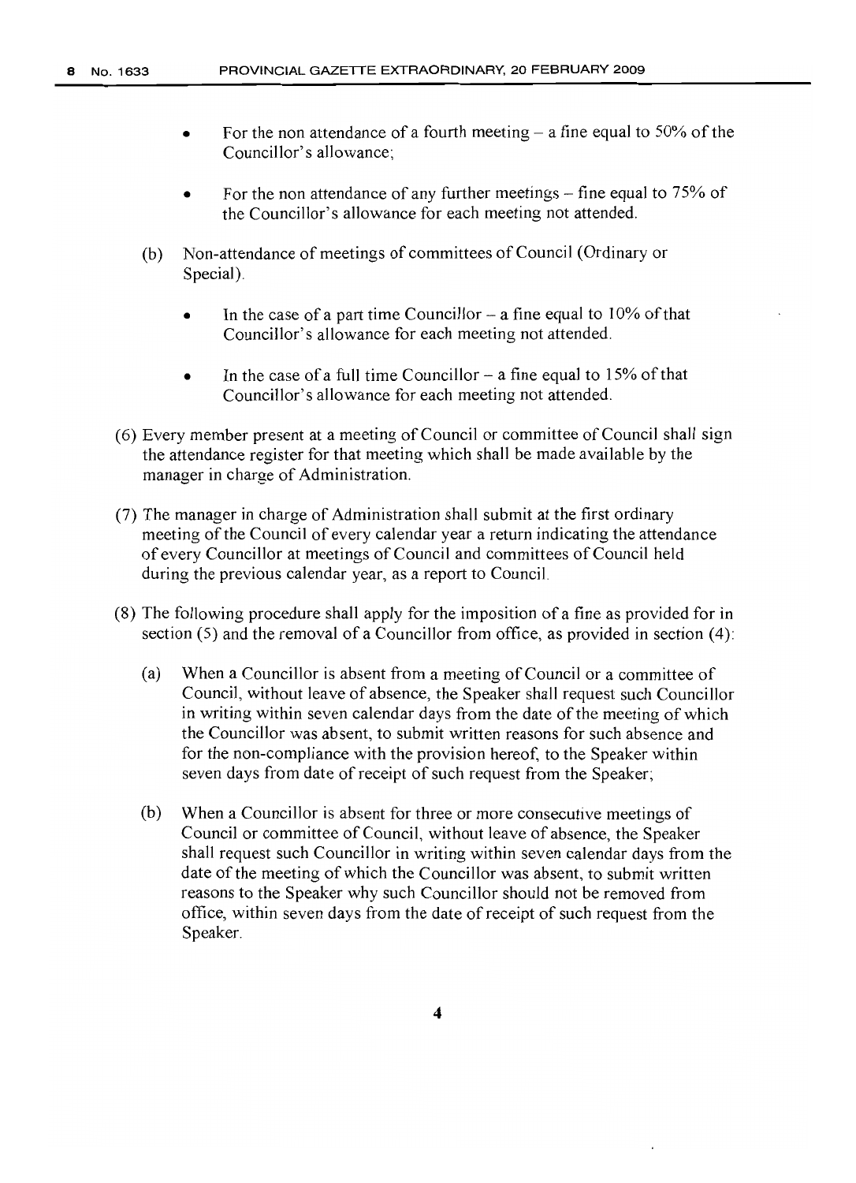- For the non attendance of a fourth meeting – a fine equal to 50% of the Councillor's allowance;

- For the non attendance of any further meetings – fine equal to 75% of the Councillor's allowance for each meeting not attended.

(b) Non-attendance of meetings of committees of Council (Ordinary or Special).

- In the case of a part time Councillor – a fine equal to 10% of that Councillor's allowance for each meeting not attended.

- In the case of a full time Councillor – a fine equal to 15% of that Councillor's allowance for each meeting not attended.

(6) Every member present at a meeting of Council or committee of Council shall sign the attendance register for that meeting which shall be made available by the manager in charge of Administration.

(7) The manager in charge of Administration shall submit at the first ordinary meeting of the Council of every calendar year a return indicating the attendance of every Councillor at meetings of Council and committees of Council held during the previous calendar year, as a report to Council.

(8) The following procedure shall apply for the imposition of a fine as provided for in section (5) and the removal of a Councillor from office, as provided in section (4):

(a) When a Councillor is absent from a meeting of Council or a committee of Council, without leave of absence, the Speaker shall request such Councillor in writing within seven calendar days from the date of the meeting of which the Councillor was absent, to submit written reasons for such absence and for the non-compliance with the provision hereof, to the Speaker within seven days from date of receipt of such request from the Speaker;

(b) When a Councillor is absent for three or more consecutive meetings of Council or committee of Council, without leave of absence, the Speaker shall request such Councillor in writing within seven calendar days from the date of the meeting of which the Councillor was absent, to submit written reasons to the Speaker why such Councillor should not be removed from office, within seven days from the date of receipt of such request from the Speaker.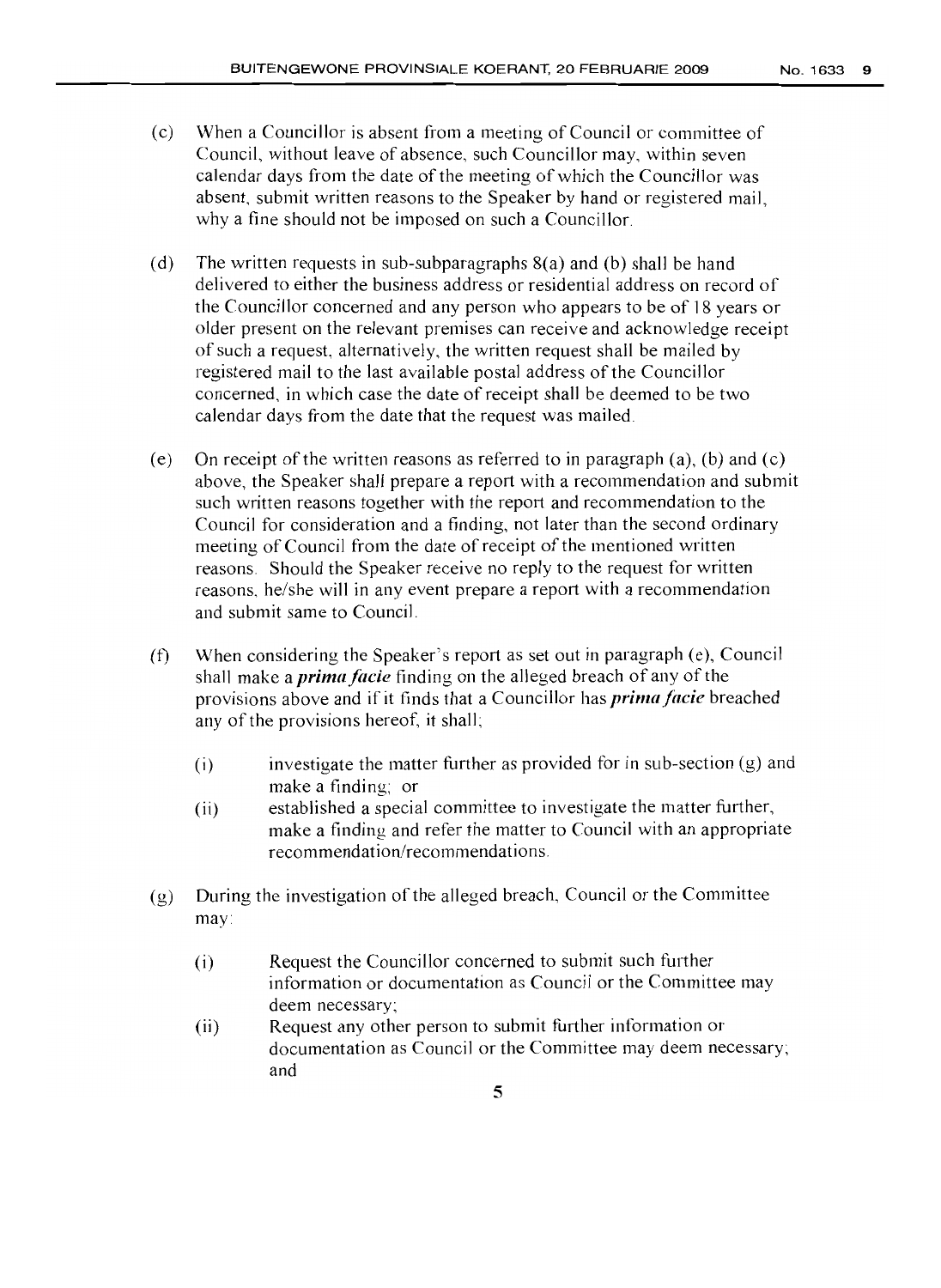(c) When a Councillor is absent from a meeting of Council or committee of Council, without leave of absence, such Councillor may, within seven calendar days from the date of the meeting of which the Councillor was absent, submit written reasons to the Speaker by hand or registered mail, why a fine should not be imposed on such a Councillor.

(d) The written requests in sub-subparagraphs 8(a) and (b) shall be hand delivered to either the business address or residential address on record of the Councillor concerned and any person who appears to be of 18 years or older present on the relevant premises can receive and acknowledge receipt of such a request, alternatively, the written request shall be mailed by registered mail to the last available postal address of the Councillor concerned, in which case the date of receipt shall be deemed to be two calendar days from the date that the request was mailed.

(e) On receipt of the written reasons as referred to in paragraph (a), (b) and (c) above, the Speaker shall prepare a report with a recommendation and submit such written reasons together with the report and recommendation to the Council for consideration and a finding, not later than the second ordinary meeting of Council from the date of receipt of the mentioned written reasons. Should the Speaker receive no reply to the request for written reasons, he/she will in any event prepare a report with a recommendation and submit same to Council.

(f) When considering the Speaker's report as set out in paragraph (e), Council shall make a ***prima facie*** finding on the alleged breach of any of the provisions above and if it finds that a Councillor has ***prima facie*** breached any of the provisions hereof, it shall;

- (i) investigate the matter further as provided for in sub-section (g) and make a finding; or
- (ii) established a special committee to investigate the matter further, make a finding and refer the matter to Council with an appropriate recommendation/recommendations.

(g) During the investigation of the alleged breach, Council or the Committee may:

- (i) Request the Councillor concerned to submit such further information or documentation as Council or the Committee may deem necessary;
- (ii) Request any other person to submit further information or documentation as Council or the Committee may deem necessary; and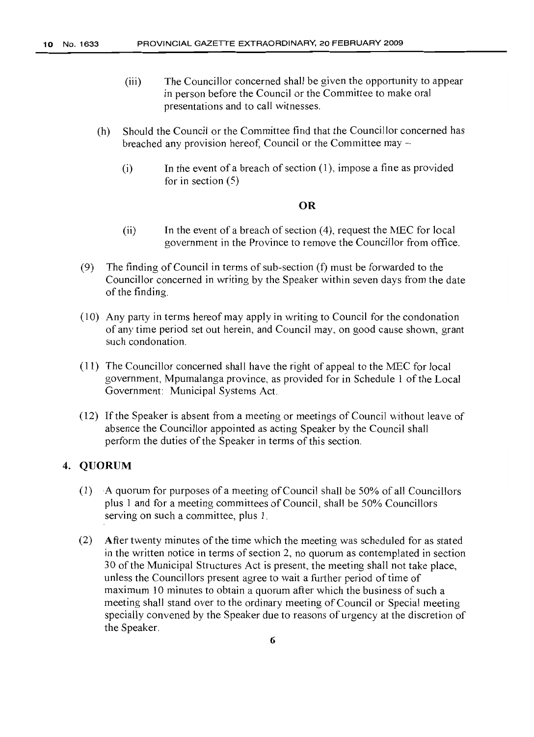(iii) The Councillor concerned shall be given the opportunity to appear in person before the Council or the Committee to make oral presentations and to call witnesses.

(h) Should the Council or the Committee find that the Councillor concerned has breached any provision hereof, Council or the Committee may –

(i) In the event of a breach of section (1), impose a fine as provided for in section (5)

**OR**

(ii) In the event of a breach of section (4), request the MEC for local government in the Province to remove the Councillor from office.

(9) The finding of Council in terms of sub-section (f) must be forwarded to the Councillor concerned in writing by the Speaker within seven days from the date of the finding.

(10) Any party in terms hereof may apply in writing to Council for the condonation of any time period set out herein, and Council may, on good cause shown, grant such condonation.

(11) The Councillor concerned shall have the right of appeal to the MEC for local government, Mpumalanga province, as provided for in Schedule 1 of the Local Government: Municipal Systems Act.

(12) If the Speaker is absent from a meeting or meetings of Council without leave of absence the Councillor appointed as acting Speaker by the Council shall perform the duties of the Speaker in terms of this section.

## 4. QUORUM

(1) A quorum for purposes of a meeting of Council shall be 50% of all Councillors plus 1 and for a meeting committees of Council, shall be 50% Councillors serving on such a committee, plus 1.

(2) After twenty minutes of the time which the meeting was scheduled for as stated in the written notice in terms of section 2, no quorum as contemplated in section 30 of the Municipal Structures Act is present, the meeting shall not take place, unless the Councillors present agree to wait a further period of time of maximum 10 minutes to obtain a quorum after which the business of such a meeting shall stand over to the ordinary meeting of Council or Special meeting specially convened by the Speaker due to reasons of urgency at the discretion of the Speaker.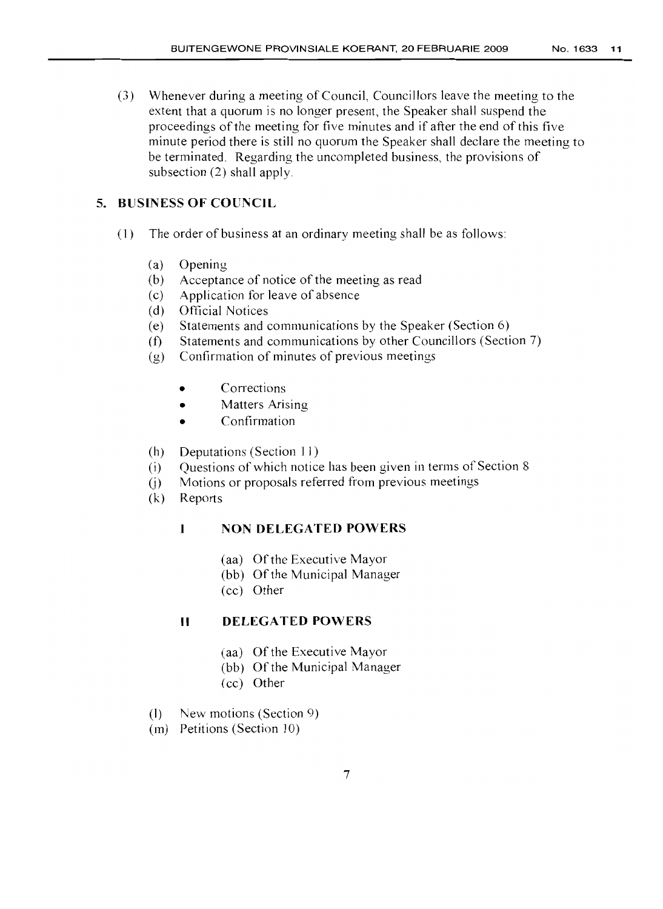(3) Whenever during a meeting of Council, Councillors leave the meeting to the extent that a quorum is no longer present, the Speaker shall suspend the proceedings of the meeting for five minutes and if after the end of this five minute period there is still no quorum the Speaker shall declare the meeting to be terminated. Regarding the uncompleted business, the provisions of subsection (2) shall apply.

## 5. BUSINESS OF COUNCIL

(1) The order of business at an ordinary meeting shall be as follows:

(a) Opening
(b) Acceptance of notice of the meeting as read
(c) Application for leave of absence
(d) Official Notices
(e) Statements and communications by the Speaker (Section 6)
(f) Statements and communications by other Councillors (Section 7)
(g) Confirmation of minutes of previous meetings

- Corrections
- Matters Arising
- Confirmation

(h) Deputations (Section 11)
(i) Questions of which notice has been given in terms of Section 8
(j) Motions or proposals referred from previous meetings
(k) Reports

**I NON DELEGATED POWERS**

(aa) Of the Executive Mayor
(bb) Of the Municipal Manager
(cc) Other

**II DELEGATED POWERS**

(aa) Of the Executive Mayor
(bb) Of the Municipal Manager
(cc) Other

(l) New motions (Section 9)
(m) Petitions (Section 10)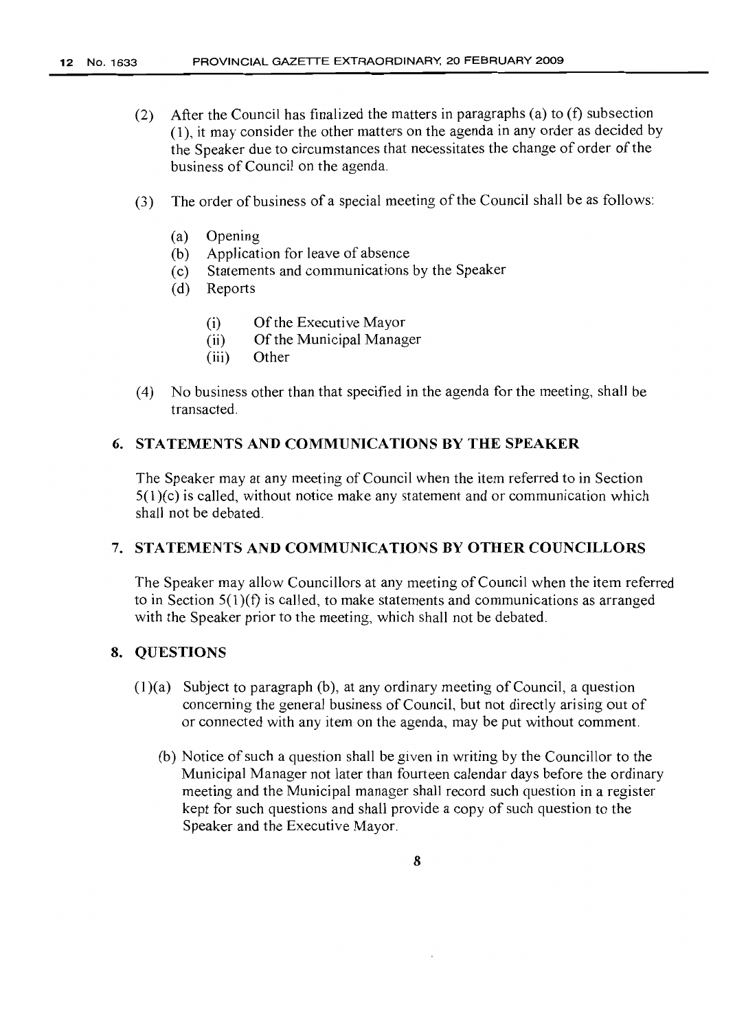(2) After the Council has finalized the matters in paragraphs (a) to (f) subsection (1), it may consider the other matters on the agenda in any order as decided by the Speaker due to circumstances that necessitates the change of order of the business of Council on the agenda.

(3) The order of business of a special meeting of the Council shall be as follows:

- (a) Opening
- (b) Application for leave of absence
- (c) Statements and communications by the Speaker
- (d) Reports
  - (i) Of the Executive Mayor
  - (ii) Of the Municipal Manager
  - (iii) Other

(4) No business other than that specified in the agenda for the meeting, shall be transacted.

## 6. STATEMENTS AND COMMUNICATIONS BY THE SPEAKER

The Speaker may at any meeting of Council when the item referred to in Section 5(1)(c) is called, without notice make any statement and or communication which shall not be debated.

## 7. STATEMENTS AND COMMUNICATIONS BY OTHER COUNCILLORS

The Speaker may allow Councillors at any meeting of Council when the item referred to in Section 5(1)(f) is called, to make statements and communications as arranged with the Speaker prior to the meeting, which shall not be debated.

## 8. QUESTIONS

(1)(a) Subject to paragraph (b), at any ordinary meeting of Council, a question concerning the general business of Council, but not directly arising out of or connected with any item on the agenda, may be put without comment.

(b) Notice of such a question shall be given in writing by the Councillor to the Municipal Manager not later than fourteen calendar days before the ordinary meeting and the Municipal manager shall record such question in a register kept for such questions and shall provide a copy of such question to the Speaker and the Executive Mayor.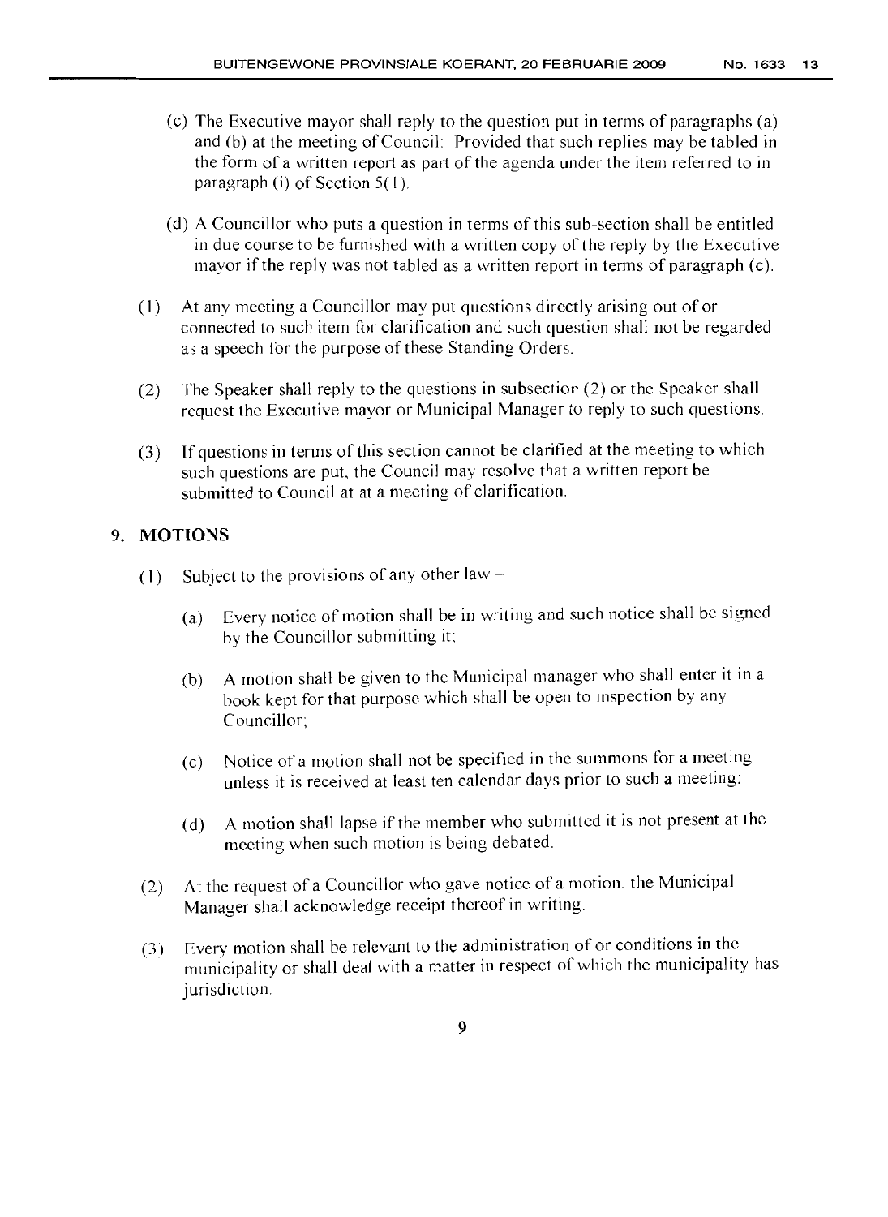(c) The Executive mayor shall reply to the question put in terms of paragraphs (a) and (b) at the meeting of Council: Provided that such replies may be tabled in the form of a written report as part of the agenda under the item referred to in paragraph (i) of Section 5(1).

(d) A Councillor who puts a question in terms of this sub-section shall be entitled in due course to be furnished with a written copy of the reply by the Executive mayor if the reply was not tabled as a written report in terms of paragraph (c).

(1) At any meeting a Councillor may put questions directly arising out of or connected to such item for clarification and such question shall not be regarded as a speech for the purpose of these Standing Orders.

(2) The Speaker shall reply to the questions in subsection (2) or the Speaker shall request the Executive mayor or Municipal Manager to reply to such questions.

(3) If questions in terms of this section cannot be clarified at the meeting to which such questions are put, the Council may resolve that a written report be submitted to Council at at a meeting of clarification.

## 9. MOTIONS

(1) Subject to the provisions of any other law –

(a) Every notice of motion shall be in writing and such notice shall be signed by the Councillor submitting it;

(b) A motion shall be given to the Municipal manager who shall enter it in a book kept for that purpose which shall be open to inspection by any Councillor;

(c) Notice of a motion shall not be specified in the summons for a meeting unless it is received at least ten calendar days prior to such a meeting;

(d) A motion shall lapse if the member who submitted it is not present at the meeting when such motion is being debated.

(2) At the request of a Councillor who gave notice of a motion, the Municipal Manager shall acknowledge receipt thereof in writing.

(3) Every motion shall be relevant to the administration of or conditions in the municipality or shall deal with a matter in respect of which the municipality has jurisdiction.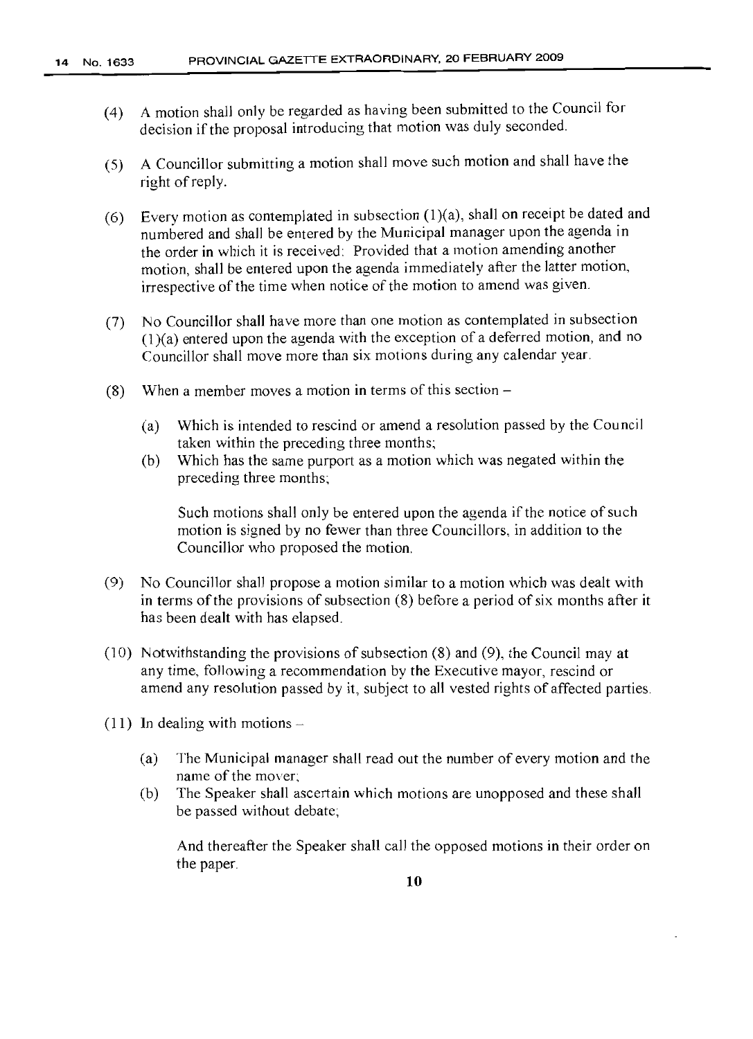(4) A motion shall only be regarded as having been submitted to the Council for decision if the proposal introducing that motion was duly seconded.

(5) A Councillor submitting a motion shall move such motion and shall have the right of reply.

(6) Every motion as contemplated in subsection (1)(a), shall on receipt be dated and numbered and shall be entered by the Municipal manager upon the agenda in the order in which it is received: Provided that a motion amending another motion, shall be entered upon the agenda immediately after the latter motion, irrespective of the time when notice of the motion to amend was given.

(7) No Councillor shall have more than one motion as contemplated in subsection (1)(a) entered upon the agenda with the exception of a deferred motion, and no Councillor shall move more than six motions during any calendar year.

(8) When a member moves a motion in terms of this section –

(a) Which is intended to rescind or amend a resolution passed by the Council taken within the preceding three months;
(b) Which has the same purport as a motion which was negated within the preceding three months;

Such motions shall only be entered upon the agenda if the notice of such motion is signed by no fewer than three Councillors, in addition to the Councillor who proposed the motion.

(9) No Councillor shall propose a motion similar to a motion which was dealt with in terms of the provisions of subsection (8) before a period of six months after it has been dealt with has elapsed.

(10) Notwithstanding the provisions of subsection (8) and (9), the Council may at any time, following a recommendation by the Executive mayor, rescind or amend any resolution passed by it, subject to all vested rights of affected parties.

(11) In dealing with motions –

(a) The Municipal manager shall read out the number of every motion and the name of the mover;
(b) The Speaker shall ascertain which motions are unopposed and these shall be passed without debate;

And thereafter the Speaker shall call the opposed motions in their order on the paper.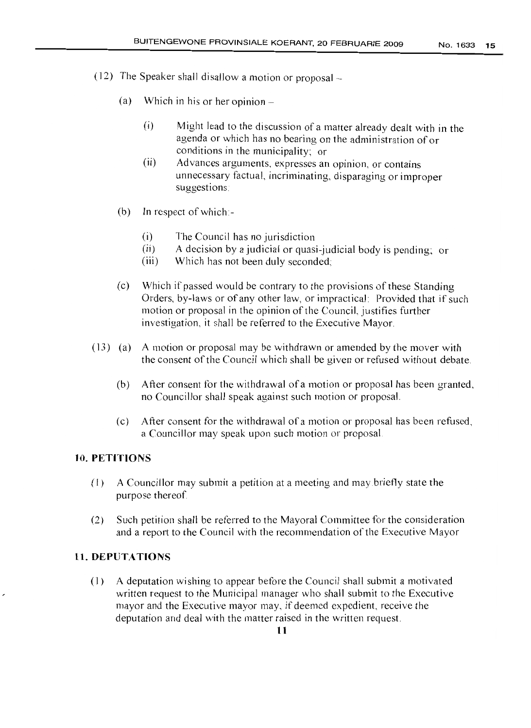(12) The Speaker shall disallow a motion or proposal –

(a) Which in his or her opinion –

(i) Might lead to the discussion of a matter already dealt with in the agenda or which has no bearing on the administration of or conditions in the municipality; or

(ii) Advances arguments, expresses an opinion, or contains unnecessary factual, incriminating, disparaging or improper suggestions;

(b) In respect of which:-

(i) The Council has no jurisdiction

(ii) A decision by a judicial or quasi-judicial body is pending; or

(iii) Which has not been duly seconded;

(c) Which if passed would be contrary to the provisions of these Standing Orders, by-laws or of any other law, or impractical: Provided that if such motion or proposal in the opinion of the Council, justifies further investigation, it shall be referred to the Executive Mayor.

(13) (a) A motion or proposal may be withdrawn or amended by the mover with the consent of the Council which shall be given or refused without debate.

(b) After consent for the withdrawal of a motion or proposal has been granted, no Councillor shall speak against such motion or proposal.

(c) After consent for the withdrawal of a motion or proposal has been refused, a Councillor may speak upon such motion or proposal.

## 10. PETITIONS

(1) A Councillor may submit a petition at a meeting and may briefly state the purpose thereof.

(2) Such petition shall be referred to the Mayoral Committee for the consideration and a report to the Council with the recommendation of the Executive Mayor

## 11. DEPUTATIONS

(1) A deputation wishing to appear before the Council shall submit a motivated written request to the Municipal manager who shall submit to the Executive mayor and the Executive mayor may, if deemed expedient, receive the deputation and deal with the matter raised in the written request.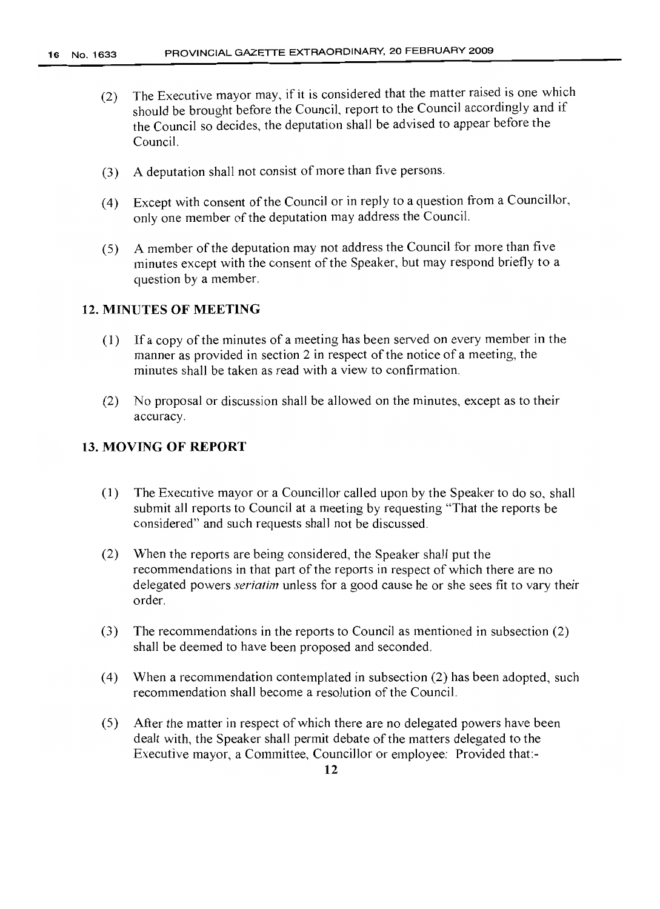(2) The Executive mayor may, if it is considered that the matter raised is one which should be brought before the Council, report to the Council accordingly and if the Council so decides, the deputation shall be advised to appear before the Council.

(3) A deputation shall not consist of more than five persons.

(4) Except with consent of the Council or in reply to a question from a Councillor, only one member of the deputation may address the Council.

(5) A member of the deputation may not address the Council for more than five minutes except with the consent of the Speaker, but may respond briefly to a question by a member.

## 12. MINUTES OF MEETING

(1) If a copy of the minutes of a meeting has been served on every member in the manner as provided in section 2 in respect of the notice of a meeting, the minutes shall be taken as read with a view to confirmation.

(2) No proposal or discussion shall be allowed on the minutes, except as to their accuracy.

## 13. MOVING OF REPORT

(1) The Executive mayor or a Councillor called upon by the Speaker to do so, shall submit all reports to Council at a meeting by requesting "That the reports be considered" and such requests shall not be discussed.

(2) When the reports are being considered, the Speaker shall put the recommendations in that part of the reports in respect of which there are no delegated powers *seriatim* unless for a good cause he or she sees fit to vary their order.

(3) The recommendations in the reports to Council as mentioned in subsection (2) shall be deemed to have been proposed and seconded.

(4) When a recommendation contemplated in subsection (2) has been adopted, such recommendation shall become a resolution of the Council.

(5) After the matter in respect of which there are no delegated powers have been dealt with, the Speaker shall permit debate of the matters delegated to the Executive mayor, a Committee, Councillor or employee: Provided that:-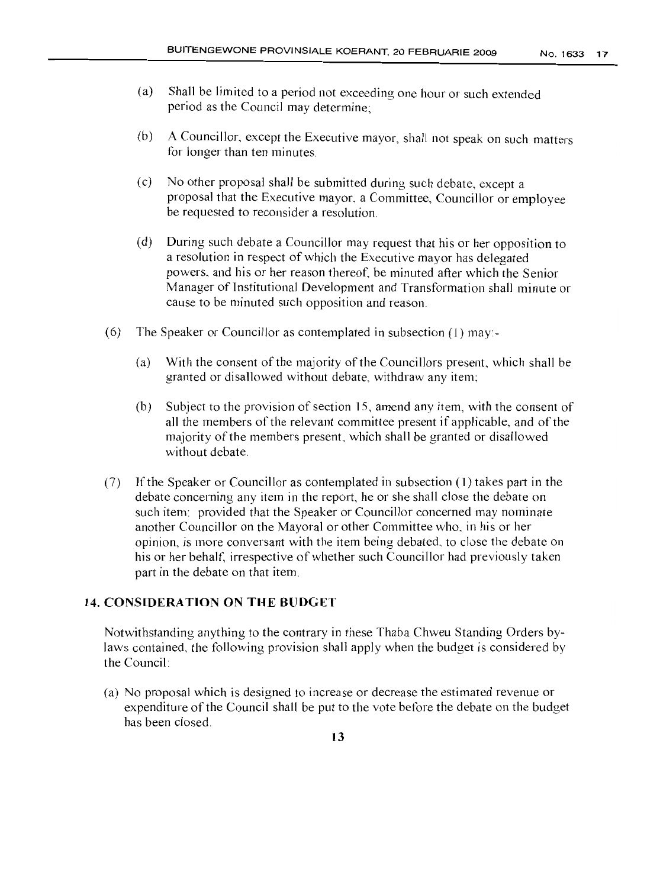(a) Shall be limited to a period not exceeding one hour or such extended period as the Council may determine;

(b) A Councillor, except the Executive mayor, shall not speak on such matters for longer than ten minutes.

(c) No other proposal shall be submitted during such debate, except a proposal that the Executive mayor, a Committee, Councillor or employee be requested to reconsider a resolution.

(d) During such debate a Councillor may request that his or her opposition to a resolution in respect of which the Executive mayor has delegated powers, and his or her reason thereof, be minuted after which the Senior Manager of Institutional Development and Transformation shall minute or cause to be minuted such opposition and reason.

(6) The Speaker or Councillor as contemplated in subsection (1) may:-

(a) With the consent of the majority of the Councillors present, which shall be granted or disallowed without debate, withdraw any item;

(b) Subject to the provision of section 15, amend any item, with the consent of all the members of the relevant committee present if applicable, and of the majority of the members present, which shall be granted or disallowed without debate.

(7) If the Speaker or Councillor as contemplated in subsection (1) takes part in the debate concerning any item in the report, he or she shall close the debate on such item: provided that the Speaker or Councillor concerned may nominate another Councillor on the Mayoral or other Committee who, in his or her opinion, is more conversant with the item being debated, to close the debate on his or her behalf, irrespective of whether such Councillor had previously taken part in the debate on that item.

## 14. CONSIDERATION ON THE BUDGET

Notwithstanding anything to the contrary in these Thaba Chweu Standing Orders by-laws contained, the following provision shall apply when the budget is considered by the Council:

(a) No proposal which is designed to increase or decrease the estimated revenue or expenditure of the Council shall be put to the vote before the debate on the budget has been closed.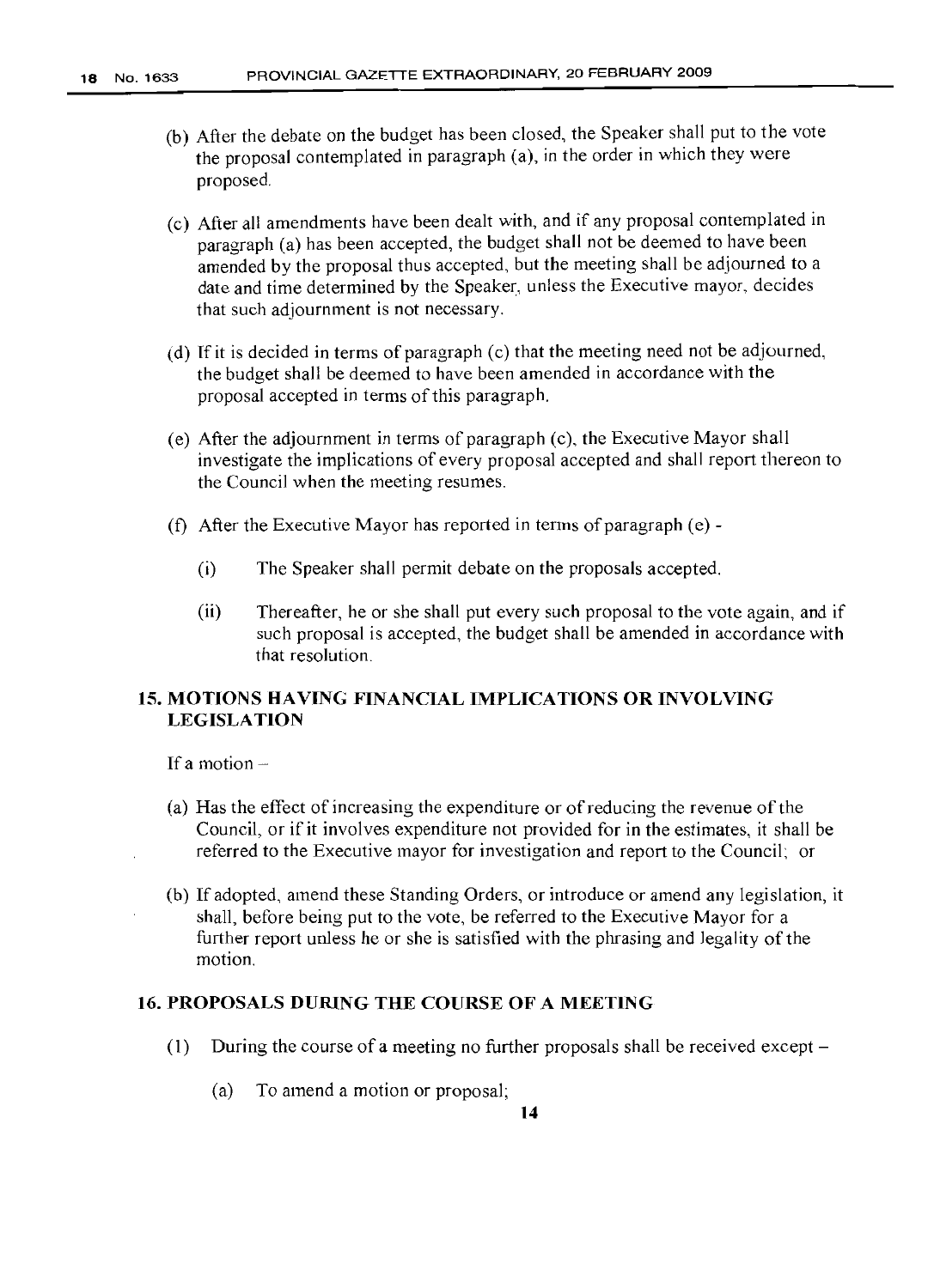(b) After the debate on the budget has been closed, the Speaker shall put to the vote the proposal contemplated in paragraph (a), in the order in which they were proposed.

(c) After all amendments have been dealt with, and if any proposal contemplated in paragraph (a) has been accepted, the budget shall not be deemed to have been amended by the proposal thus accepted, but the meeting shall be adjourned to a date and time determined by the Speaker, unless the Executive mayor, decides that such adjournment is not necessary.

(d) If it is decided in terms of paragraph (c) that the meeting need not be adjourned, the budget shall be deemed to have been amended in accordance with the proposal accepted in terms of this paragraph.

(e) After the adjournment in terms of paragraph (c), the Executive Mayor shall investigate the implications of every proposal accepted and shall report thereon to the Council when the meeting resumes.

(f) After the Executive Mayor has reported in terms of paragraph (e) -

  (i) The Speaker shall permit debate on the proposals accepted.

  (ii) Thereafter, he or she shall put every such proposal to the vote again, and if such proposal is accepted, the budget shall be amended in accordance with that resolution.

## 15. MOTIONS HAVING FINANCIAL IMPLICATIONS OR INVOLVING LEGISLATION

If a motion –

(a) Has the effect of increasing the expenditure or of reducing the revenue of the Council, or if it involves expenditure not provided for in the estimates, it shall be referred to the Executive mayor for investigation and report to the Council; or

(b) If adopted, amend these Standing Orders, or introduce or amend any legislation, it shall, before being put to the vote, be referred to the Executive Mayor for a further report unless he or she is satisfied with the phrasing and legality of the motion.

## 16. PROPOSALS DURING THE COURSE OF A MEETING

(1) During the course of a meeting no further proposals shall be received except –

  (a) To amend a motion or proposal;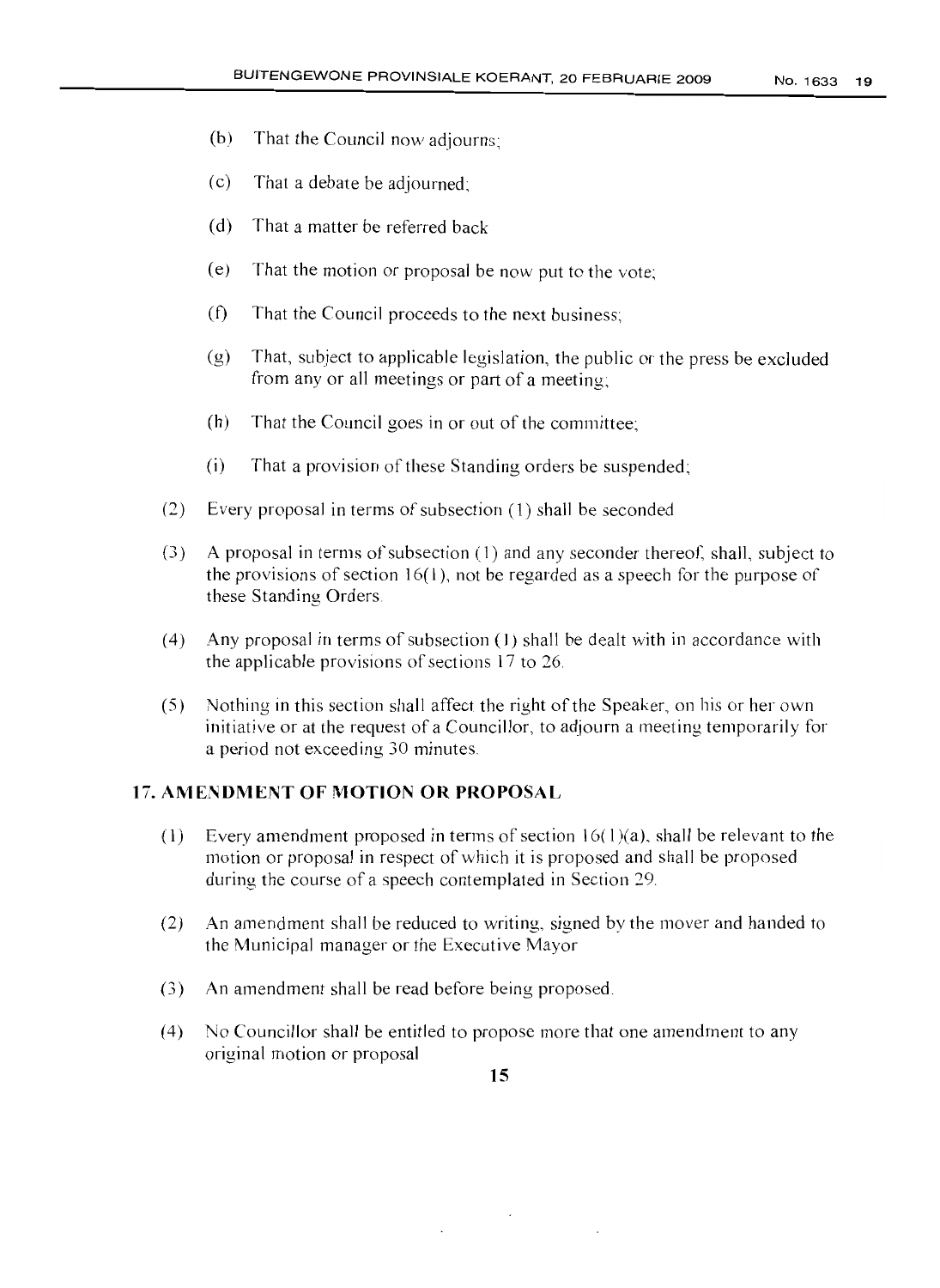(b) That the Council now adjourns;

(c) That a debate be adjourned;

(d) That a matter be referred back

(e) That the motion or proposal be now put to the vote;

(f) That the Council proceeds to the next business;

(g) That, subject to applicable legislation, the public or the press be excluded from any or all meetings or part of a meeting;

(h) That the Council goes in or out of the committee;

(i) That a provision of these Standing orders be suspended;

(2) Every proposal in terms of subsection (1) shall be seconded

(3) A proposal in terms of subsection (1) and any seconder thereof, shall, subject to the provisions of section 16(1), not be regarded as a speech for the purpose of these Standing Orders.

(4) Any proposal in terms of subsection (1) shall be dealt with in accordance with the applicable provisions of sections 17 to 26.

(5) Nothing in this section shall affect the right of the Speaker, on his or her own initiative or at the request of a Councillor, to adjourn a meeting temporarily for a period not exceeding 30 minutes.

## 17. AMENDMENT OF MOTION OR PROPOSAL

(1) Every amendment proposed in terms of section 16(1)(a), shall be relevant to the motion or proposal in respect of which it is proposed and shall be proposed during the course of a speech contemplated in Section 29.

(2) An amendment shall be reduced to writing, signed by the mover and handed to the Municipal manager or the Executive Mayor

(3) An amendment shall be read before being proposed.

(4) No Councillor shall be entitled to propose more that one amendment to any original motion or proposal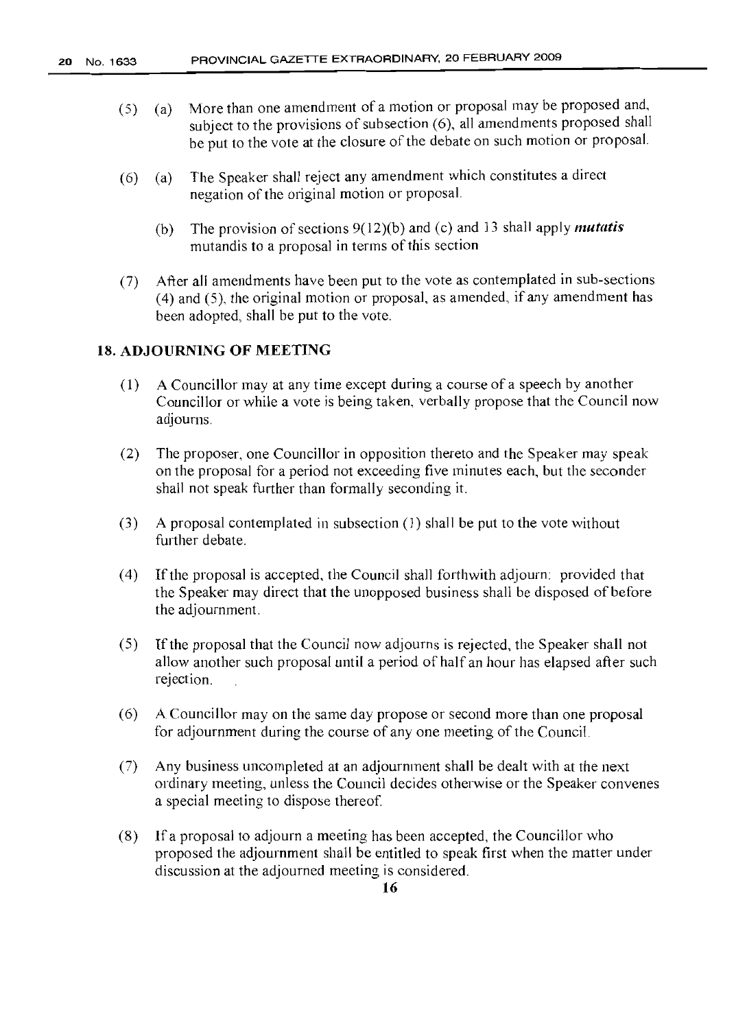(5) (a) More than one amendment of a motion or proposal may be proposed and, subject to the provisions of subsection (6), all amendments proposed shall be put to the vote at the closure of the debate on such motion or proposal.

(6) (a) The Speaker shall reject any amendment which constitutes a direct negation of the original motion or proposal.

(b) The provision of sections 9(12)(b) and (c) and 13 shall apply ***mutatis*** mutandis to a proposal in terms of this section

(7) After all amendments have been put to the vote as contemplated in sub-sections (4) and (5), the original motion or proposal, as amended, if any amendment has been adopted, shall be put to the vote.

## 18. ADJOURNING OF MEETING

(1) A Councillor may at any time except during a course of a speech by another Councillor or while a vote is being taken, verbally propose that the Council now adjourns.

(2) The proposer, one Councillor in opposition thereto and the Speaker may speak on the proposal for a period not exceeding five minutes each, but the seconder shall not speak further than formally seconding it.

(3) A proposal contemplated in subsection (1) shall be put to the vote without further debate.

(4) If the proposal is accepted, the Council shall forthwith adjourn: provided that the Speaker may direct that the unopposed business shall be disposed of before the adjournment.

(5) If the proposal that the Council now adjourns is rejected, the Speaker shall not allow another such proposal until a period of half an hour has elapsed after such rejection.

(6) A Councillor may on the same day propose or second more than one proposal for adjournment during the course of any one meeting of the Council.

(7) Any business uncompleted at an adjournment shall be dealt with at the next ordinary meeting, unless the Council decides otherwise or the Speaker convenes a special meeting to dispose thereof.

(8) If a proposal to adjourn a meeting has been accepted, the Councillor who proposed the adjournment shall be entitled to speak first when the matter under discussion at the adjourned meeting is considered.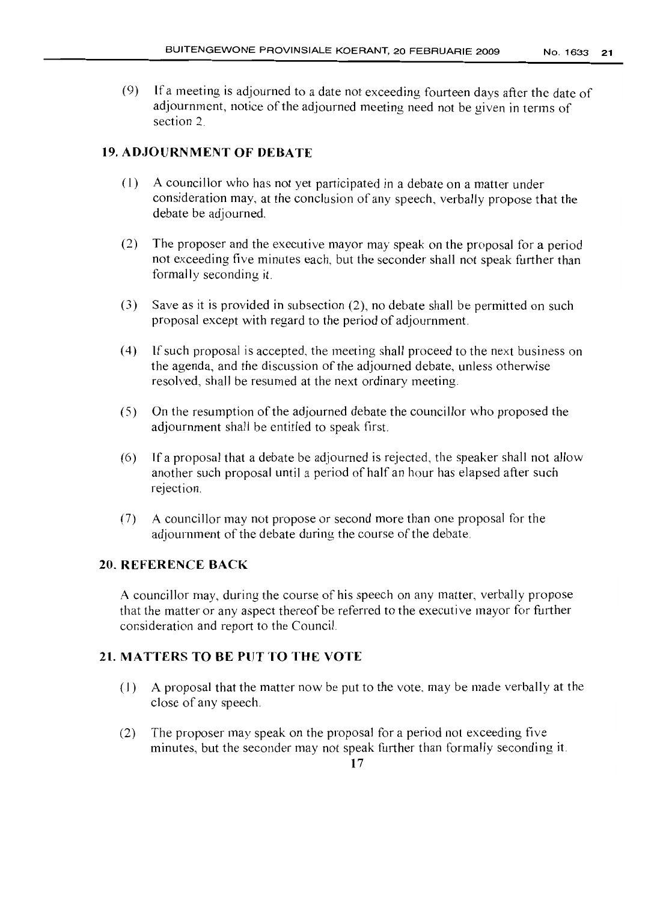(9) If a meeting is adjourned to a date not exceeding fourteen days after the date of adjournment, notice of the adjourned meeting need not be given in terms of section 2.

## 19. ADJOURNMENT OF DEBATE

(1) A councillor who has not yet participated in a debate on a matter under consideration may, at the conclusion of any speech, verbally propose that the debate be adjourned.

(2) The proposer and the executive mayor may speak on the proposal for a period not exceeding five minutes each, but the seconder shall not speak further than formally seconding it.

(3) Save as it is provided in subsection (2), no debate shall be permitted on such proposal except with regard to the period of adjournment.

(4) If such proposal is accepted, the meeting shall proceed to the next business on the agenda, and the discussion of the adjourned debate, unless otherwise resolved, shall be resumed at the next ordinary meeting.

(5) On the resumption of the adjourned debate the councillor who proposed the adjournment shall be entitled to speak first.

(6) If a proposal that a debate be adjourned is rejected, the speaker shall not allow another such proposal until a period of half an hour has elapsed after such rejection.

(7) A councillor may not propose or second more than one proposal for the adjournment of the debate during the course of the debate.

## 20. REFERENCE BACK

A councillor may, during the course of his speech on any matter, verbally propose that the matter or any aspect thereof be referred to the executive mayor for further consideration and report to the Council.

## 21. MATTERS TO BE PUT TO THE VOTE

(1) A proposal that the matter now be put to the vote, may be made verbally at the close of any speech.

(2) The proposer may speak on the proposal for a period not exceeding five minutes, but the seconder may not speak further than formally seconding it.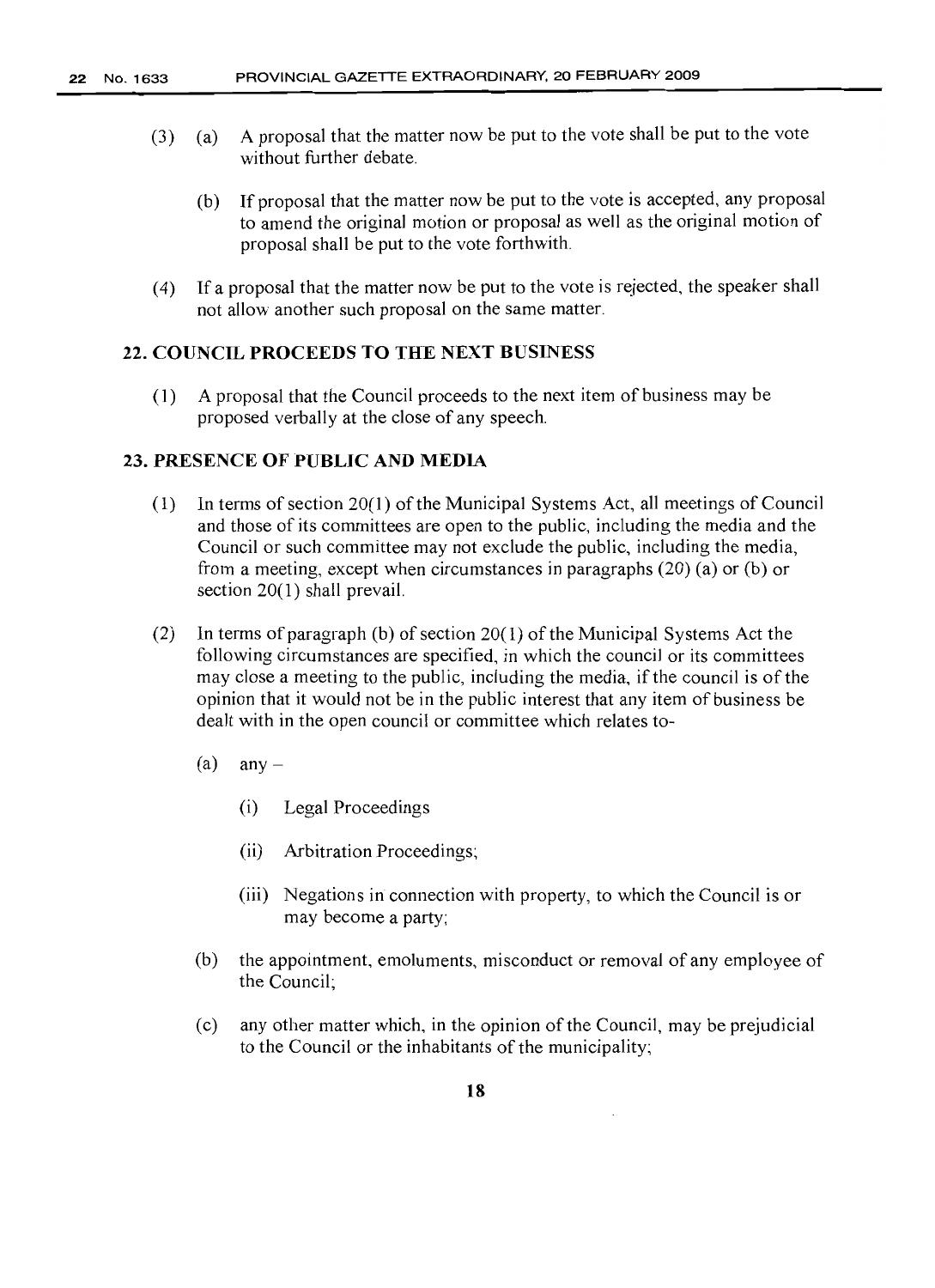(3) (a) A proposal that the matter now be put to the vote shall be put to the vote without further debate.

(b) If proposal that the matter now be put to the vote is accepted, any proposal to amend the original motion or proposal as well as the original motion of proposal shall be put to the vote forthwith.

(4) If a proposal that the matter now be put to the vote is rejected, the speaker shall not allow another such proposal on the same matter.

## 22. COUNCIL PROCEEDS TO THE NEXT BUSINESS

(1) A proposal that the Council proceeds to the next item of business may be proposed verbally at the close of any speech.

## 23. PRESENCE OF PUBLIC AND MEDIA

(1) In terms of section 20(1) of the Municipal Systems Act, all meetings of Council and those of its committees are open to the public, including the media and the Council or such committee may not exclude the public, including the media, from a meeting, except when circumstances in paragraphs (20) (a) or (b) or section 20(1) shall prevail.

(2) In terms of paragraph (b) of section 20(1) of the Municipal Systems Act the following circumstances are specified, in which the council or its committees may close a meeting to the public, including the media, if the council is of the opinion that it would not be in the public interest that any item of business be dealt with in the open council or committee which relates to-

(a) any –

(i) Legal Proceedings

(ii) Arbitration Proceedings;

(iii) Negations in connection with property, to which the Council is or may become a party;

(b) the appointment, emoluments, misconduct or removal of any employee of the Council;

(c) any other matter which, in the opinion of the Council, may be prejudicial to the Council or the inhabitants of the municipality;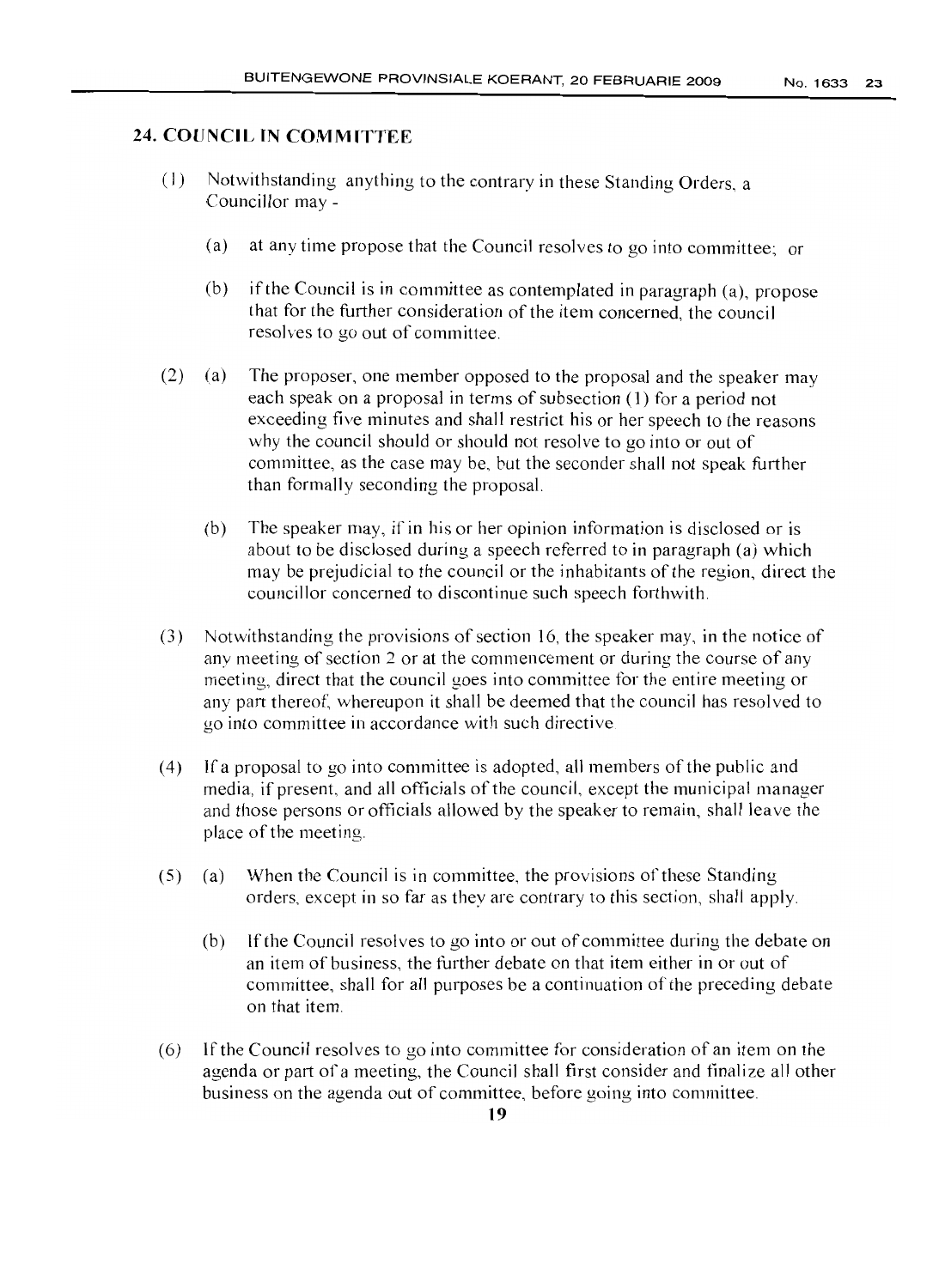## 24. COUNCIL IN COMMITTEE

(1) Notwithstanding anything to the contrary in these Standing Orders, a Councillor may -

(a) at any time propose that the Council resolves to go into committee; or

(b) if the Council is in committee as contemplated in paragraph (a), propose that for the further consideration of the item concerned, the council resolves to go out of committee.

(2) (a) The proposer, one member opposed to the proposal and the speaker may each speak on a proposal in terms of subsection (1) for a period not exceeding five minutes and shall restrict his or her speech to the reasons why the council should or should not resolve to go into or out of committee, as the case may be, but the seconder shall not speak further than formally seconding the proposal.

(b) The speaker may, if in his or her opinion information is disclosed or is about to be disclosed during a speech referred to in paragraph (a) which may be prejudicial to the council or the inhabitants of the region, direct the councillor concerned to discontinue such speech forthwith.

(3) Notwithstanding the provisions of section 16, the speaker may, in the notice of any meeting of section 2 or at the commencement or during the course of any meeting, direct that the council goes into committee for the entire meeting or any part thereof, whereupon it shall be deemed that the council has resolved to go into committee in accordance with such directive.

(4) If a proposal to go into committee is adopted, all members of the public and media, if present, and all officials of the council, except the municipal manager and those persons or officials allowed by the speaker to remain, shall leave the place of the meeting.

(5) (a) When the Council is in committee, the provisions of these Standing orders, except in so far as they are contrary to this section, shall apply.

(b) If the Council resolves to go into or out of committee during the debate on an item of business, the further debate on that item either in or out of committee, shall for all purposes be a continuation of the preceding debate on that item.

(6) If the Council resolves to go into committee for consideration of an item on the agenda or part of a meeting, the Council shall first consider and finalize all other business on the agenda out of committee, before going into committee.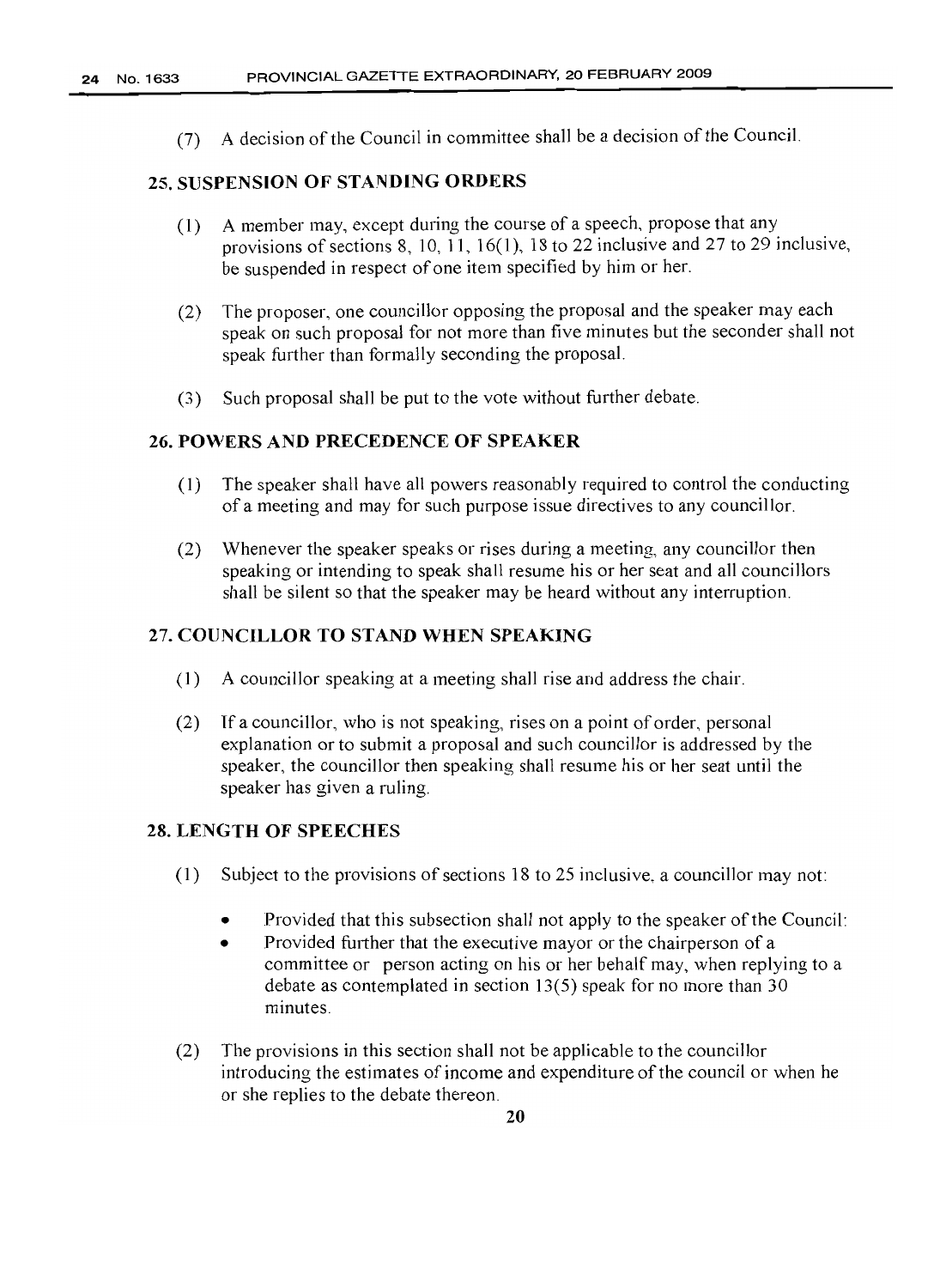(7) A decision of the Council in committee shall be a decision of the Council.

## 25. SUSPENSION OF STANDING ORDERS

(1) A member may, except during the course of a speech, propose that any provisions of sections 8, 10, 11, 16(1), 18 to 22 inclusive and 27 to 29 inclusive, be suspended in respect of one item specified by him or her.

(2) The proposer, one councillor opposing the proposal and the speaker may each speak on such proposal for not more than five minutes but the seconder shall not speak further than formally seconding the proposal.

(3) Such proposal shall be put to the vote without further debate.

## 26. POWERS AND PRECEDENCE OF SPEAKER

(1) The speaker shall have all powers reasonably required to control the conducting of a meeting and may for such purpose issue directives to any councillor.

(2) Whenever the speaker speaks or rises during a meeting, any councillor then speaking or intending to speak shall resume his or her seat and all councillors shall be silent so that the speaker may be heard without any interruption.

## 27. COUNCILLOR TO STAND WHEN SPEAKING

(1) A councillor speaking at a meeting shall rise and address the chair.

(2) If a councillor, who is not speaking, rises on a point of order, personal explanation or to submit a proposal and such councillor is addressed by the speaker, the councillor then speaking shall resume his or her seat until the speaker has given a ruling.

## 28. LENGTH OF SPEECHES

(1) Subject to the provisions of sections 18 to 25 inclusive, a councillor may not:

- Provided that this subsection shall not apply to the speaker of the Council:
- Provided further that the executive mayor or the chairperson of a committee or person acting on his or her behalf may, when replying to a debate as contemplated in section 13(5) speak for no more than 30 minutes.

(2) The provisions in this section shall not be applicable to the councillor introducing the estimates of income and expenditure of the council or when he or she replies to the debate thereon.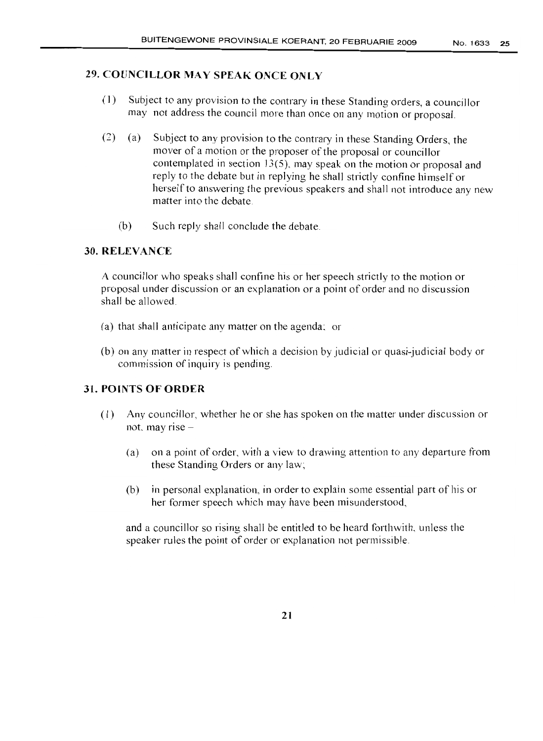## 29. COUNCILLOR MAY SPEAK ONCE ONLY

(1) Subject to any provision to the contrary in these Standing orders, a councillor may not address the council more than once on any motion or proposal.

(2) (a) Subject to any provision to the contrary in these Standing Orders, the mover of a motion or the proposer of the proposal or councillor contemplated in section 13(5), may speak on the motion or proposal and reply to the debate but in replying he shall strictly confine himself or herself to answering the previous speakers and shall not introduce any new matter into the debate.

(b) Such reply shall conclude the debate.

## 30. RELEVANCE

A councillor who speaks shall confine his or her speech strictly to the motion or proposal under discussion or an explanation or a point of order and no discussion shall be allowed.

(a) that shall anticipate any matter on the agenda; or

(b) on any matter in respect of which a decision by judicial or quasi-judicial body or commission of inquiry is pending.

## 31. POINTS OF ORDER

(1) Any councillor, whether he or she has spoken on the matter under discussion or not, may rise –

(a) on a point of order, with a view to drawing attention to any departure from these Standing Orders or any law;

(b) in personal explanation, in order to explain some essential part of his or her former speech which may have been misunderstood,

and a councillor so rising shall be entitled to be heard forthwith, unless the speaker rules the point of order or explanation not permissible.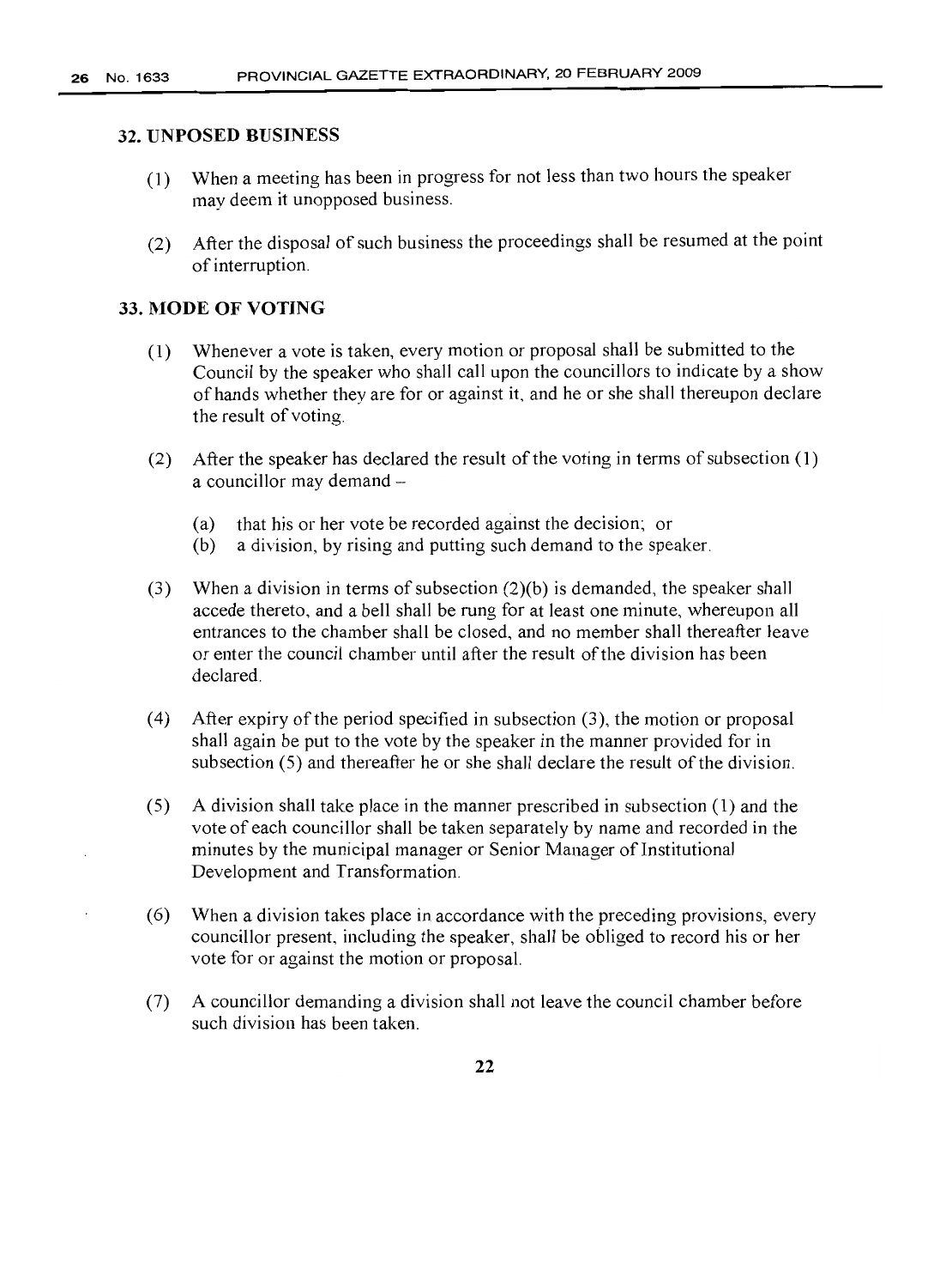## 32. UNPOSED BUSINESS

(1) When a meeting has been in progress for not less than two hours the speaker may deem it unopposed business.

(2) After the disposal of such business the proceedings shall be resumed at the point of interruption.

## 33. MODE OF VOTING

(1) Whenever a vote is taken, every motion or proposal shall be submitted to the Council by the speaker who shall call upon the councillors to indicate by a show of hands whether they are for or against it, and he or she shall thereupon declare the result of voting.

(2) After the speaker has declared the result of the voting in terms of subsection (1) a councillor may demand –

(a) that his or her vote be recorded against the decision; or
(b) a division, by rising and putting such demand to the speaker.

(3) When a division in terms of subsection (2)(b) is demanded, the speaker shall accede thereto, and a bell shall be rung for at least one minute, whereupon all entrances to the chamber shall be closed, and no member shall thereafter leave or enter the council chamber until after the result of the division has been declared.

(4) After expiry of the period specified in subsection (3), the motion or proposal shall again be put to the vote by the speaker in the manner provided for in subsection (5) and thereafter he or she shall declare the result of the division.

(5) A division shall take place in the manner prescribed in subsection (1) and the vote of each councillor shall be taken separately by name and recorded in the minutes by the municipal manager or Senior Manager of Institutional Development and Transformation.

(6) When a division takes place in accordance with the preceding provisions, every councillor present, including the speaker, shall be obliged to record his or her vote for or against the motion or proposal.

(7) A councillor demanding a division shall not leave the council chamber before such division has been taken.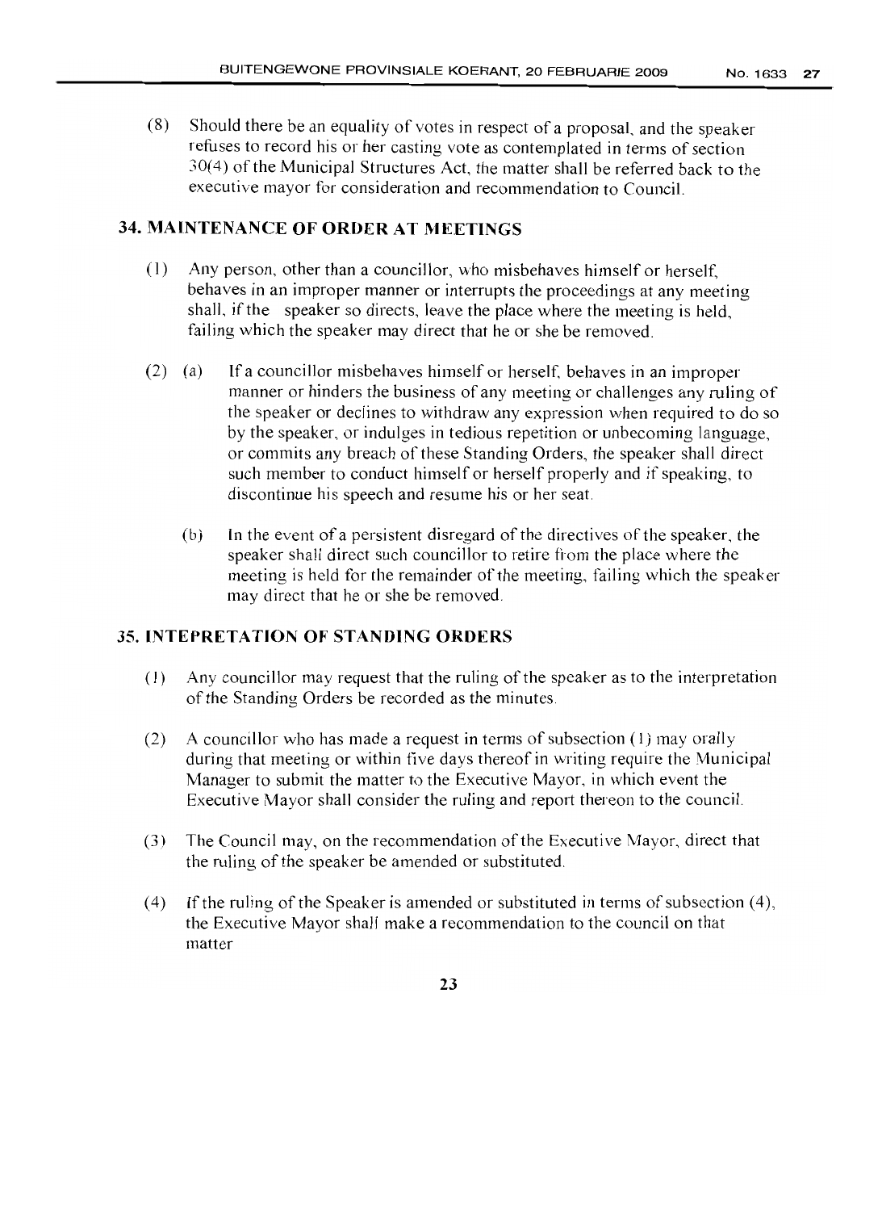(8) Should there be an equality of votes in respect of a proposal, and the speaker refuses to record his or her casting vote as contemplated in terms of section 30(4) of the Municipal Structures Act, the matter shall be referred back to the executive mayor for consideration and recommendation to Council.

## 34. MAINTENANCE OF ORDER AT MEETINGS

(1) Any person, other than a councillor, who misbehaves himself or herself, behaves in an improper manner or interrupts the proceedings at any meeting shall, if the speaker so directs, leave the place where the meeting is held, failing which the speaker may direct that he or she be removed.

(2) (a) If a councillor misbehaves himself or herself, behaves in an improper manner or hinders the business of any meeting or challenges any ruling of the speaker or declines to withdraw any expression when required to do so by the speaker, or indulges in tedious repetition or unbecoming language, or commits any breach of these Standing Orders, the speaker shall direct such member to conduct himself or herself properly and if speaking, to discontinue his speech and resume his or her seat.

(b) In the event of a persistent disregard of the directives of the speaker, the speaker shall direct such councillor to retire from the place where the meeting is held for the remainder of the meeting, failing which the speaker may direct that he or she be removed.

## 35. INTEPRETATION OF STANDING ORDERS

(1) Any councillor may request that the ruling of the speaker as to the interpretation of the Standing Orders be recorded as the minutes.

(2) A councillor who has made a request in terms of subsection (1) may orally during that meeting or within five days thereof in writing require the Municipal Manager to submit the matter to the Executive Mayor, in which event the Executive Mayor shall consider the ruling and report thereon to the council.

(3) The Council may, on the recommendation of the Executive Mayor, direct that the ruling of the speaker be amended or substituted.

(4) If the ruling of the Speaker is amended or substituted in terms of subsection (4), the Executive Mayor shall make a recommendation to the council on that matter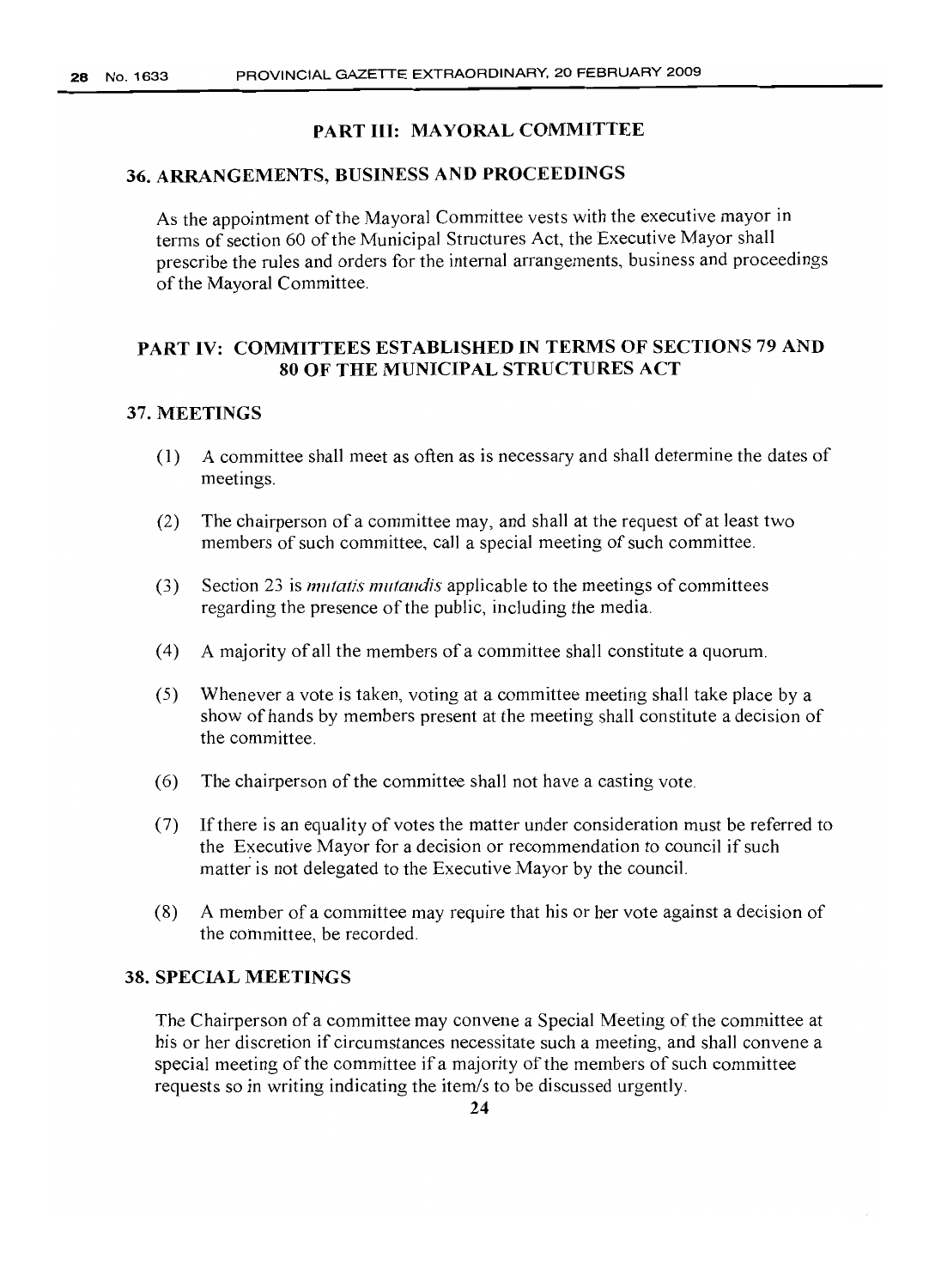## PART III: MAYORAL COMMITTEE

### 36. ARRANGEMENTS, BUSINESS AND PROCEEDINGS

As the appointment of the Mayoral Committee vests with the executive mayor in terms of section 60 of the Municipal Structures Act, the Executive Mayor shall prescribe the rules and orders for the internal arrangements, business and proceedings of the Mayoral Committee.

## PART IV: COMMITTEES ESTABLISHED IN TERMS OF SECTIONS 79 AND 80 OF THE MUNICIPAL STRUCTURES ACT

### 37. MEETINGS

(1) A committee shall meet as often as is necessary and shall determine the dates of meetings.

(2) The chairperson of a committee may, and shall at the request of at least two members of such committee, call a special meeting of such committee.

(3) Section 23 is *mutatis mutandis* applicable to the meetings of committees regarding the presence of the public, including the media.

(4) A majority of all the members of a committee shall constitute a quorum.

(5) Whenever a vote is taken, voting at a committee meeting shall take place by a show of hands by members present at the meeting shall constitute a decision of the committee.

(6) The chairperson of the committee shall not have a casting vote.

(7) If there is an equality of votes the matter under consideration must be referred to the Executive Mayor for a decision or recommendation to council if such matter is not delegated to the Executive Mayor by the council.

(8) A member of a committee may require that his or her vote against a decision of the committee, be recorded.

### 38. SPECIAL MEETINGS

The Chairperson of a committee may convene a Special Meeting of the committee at his or her discretion if circumstances necessitate such a meeting, and shall convene a special meeting of the committee if a majority of the members of such committee requests so in writing indicating the item/s to be discussed urgently.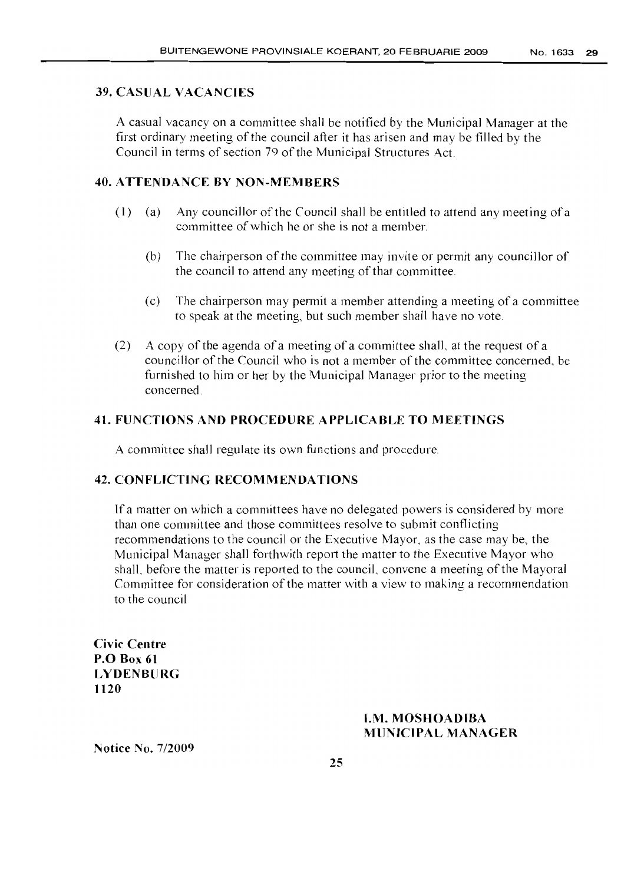### 39. CASUAL VACANCIES

A casual vacancy on a committee shall be notified by the Municipal Manager at the first ordinary meeting of the council after it has arisen and may be filled by the Council in terms of section 79 of the Municipal Structures Act.

### 40. ATTENDANCE BY NON-MEMBERS

(1) (a) Any councillor of the Council shall be entitled to attend any meeting of a committee of which he or she is not a member.

(b) The chairperson of the committee may invite or permit any councillor of the council to attend any meeting of that committee.

(c) The chairperson may permit a member attending a meeting of a committee to speak at the meeting, but such member shall have no vote.

(2) A copy of the agenda of a meeting of a committee shall, at the request of a councillor of the Council who is not a member of the committee concerned, be furnished to him or her by the Municipal Manager prior to the meeting concerned.

### 41. FUNCTIONS AND PROCEDURE APPLICABLE TO MEETINGS

A committee shall regulate its own functions and procedure.

### 42. CONFLICTING RECOMMENDATIONS

If a matter on which a committees have no delegated powers is considered by more than one committee and those committees resolve to submit conflicting recommendations to the council or the Executive Mayor, as the case may be, the Municipal Manager shall forthwith report the matter to the Executive Mayor who shall, before the matter is reported to the council, convene a meeting of the Mayoral Committee for consideration of the matter with a view to making a recommendation to the council

**Civic Centre**
**P.O Box 61**
**LYDENBURG**
**1120**

**I.M. MOSHOADIBA**
**MUNICIPAL MANAGER**

**Notice No. 7/2009**